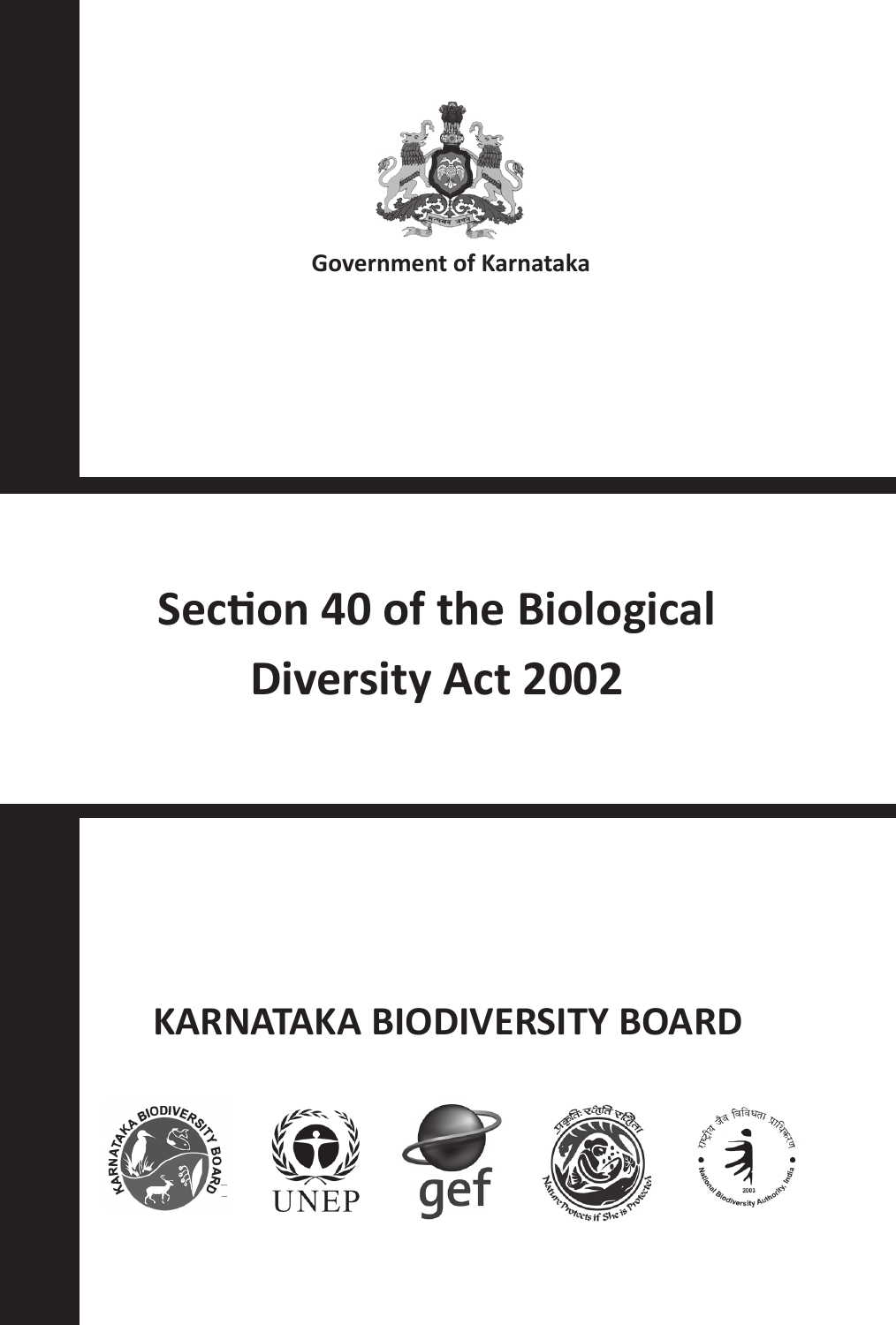Government of Karnataka

# Section 40 of the Biological Diversity Act 2002

## KARNATAKA BIODIVERSITY BOARD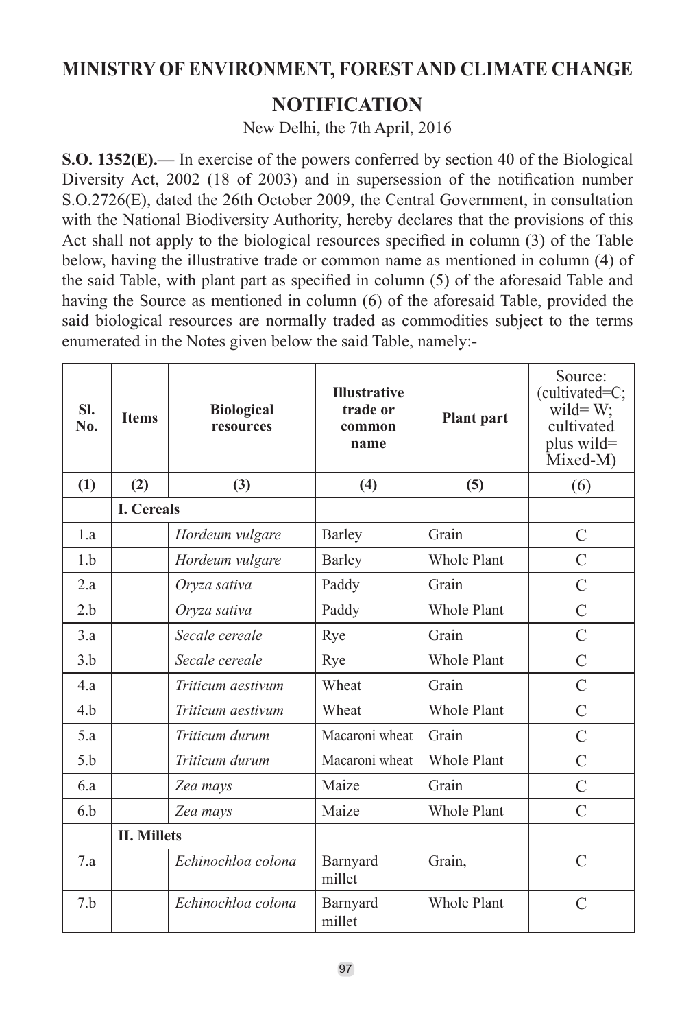## MINISTRY OF ENVIRONMENT, FOREST AND CLIMATE CHANGE

## NOTIFICATION

New Delhi, the 7th April, 2016

**S.O. 1352(E).—** In exercise of the powers conferred by section 40 of the Biological Diversity Act, 2002 (18 of 2003) and in supersession of the notification number S.O.2726(E), dated the 26th October 2009, the Central Government, in consultation with the National Biodiversity Authority, hereby declares that the provisions of this Act shall not apply to the biological resources specified in column (3) of the Table below, having the illustrative trade or common name as mentioned in column (4) of the said Table, with plant part as specified in column (5) of the aforesaid Table and having the Source as mentioned in column (6) of the aforesaid Table, provided the said biological resources are normally traded as commodities subject to the terms enumerated in the Notes given below the said Table, namely:-

| **Sl. No.** | **Items** | **Biological resources** | **Illustrative trade or common name** | **Plant part** | Source: (cultivated=C; wild= W; cultivated plus wild= Mixed-M) |
|---|---|---|---|---|---|
| **(1)** | **(2)** | **(3)** | **(4)** | **(5)** | (6) |
| | **I. Cereals** | | | | |
| 1.a | | *Hordeum vulgare* | Barley | Grain | C |
| 1.b | | *Hordeum vulgare* | Barley | Whole Plant | C |
| 2.a | | *Oryza sativa* | Paddy | Grain | C |
| 2.b | | *Oryza sativa* | Paddy | Whole Plant | C |
| 3.a | | *Secale cereale* | Rye | Grain | C |
| 3.b | | *Secale cereale* | Rye | Whole Plant | C |
| 4.a | | *Triticum aestivum* | Wheat | Grain | C |
| 4.b | | *Triticum aestivum* | Wheat | Whole Plant | C |
| 5.a | | *Triticum durum* | Macaroni wheat | Grain | C |
| 5.b | | *Triticum durum* | Macaroni wheat | Whole Plant | C |
| 6.a | | *Zea mays* | Maize | Grain | C |
| 6.b | | *Zea mays* | Maize | Whole Plant | C |
| | **II. Millets** | | | | |
| 7.a | | *Echinochloa colona* | Barnyard millet | Grain, | C |
| 7.b | | *Echinochloa colona* | Barnyard millet | Whole Plant | C |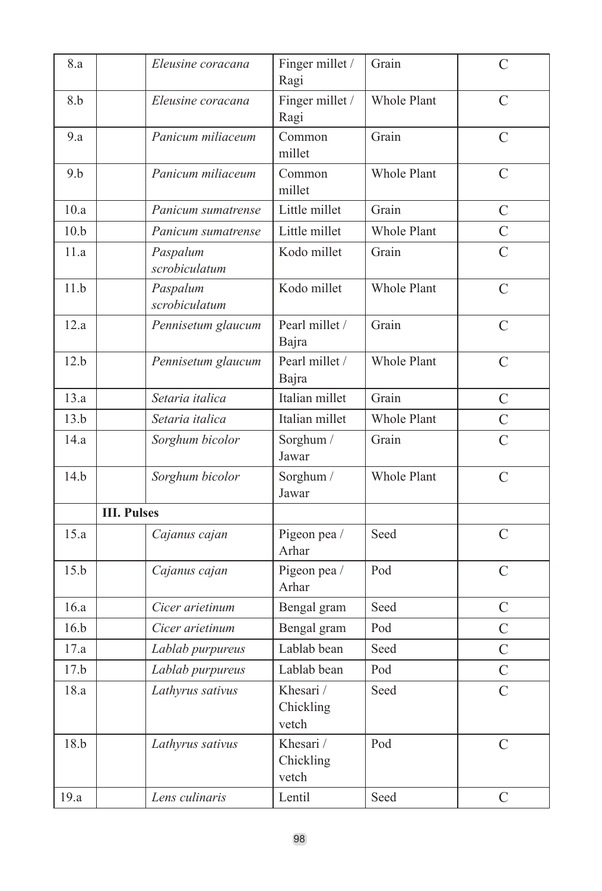| | | | | | |
|---|---|---|---|---|---|
| 8.a | | *Eleusine coracana* | Finger millet / Ragi | Grain | C |
| 8.b | | *Eleusine coracana* | Finger millet / Ragi | Whole Plant | C |
| 9.a | | *Panicum miliaceum* | Common millet | Grain | C |
| 9.b | | *Panicum miliaceum* | Common millet | Whole Plant | C |
| 10.a | | *Panicum sumatrense* | Little millet | Grain | C |
| 10.b | | *Panicum sumatrense* | Little millet | Whole Plant | C |
| 11.a | | *Paspalum scrobiculatum* | Kodo millet | Grain | C |
| 11.b | | *Paspalum scrobiculatum* | Kodo millet | Whole Plant | C |
| 12.a | | *Pennisetum glaucum* | Pearl millet / Bajra | Grain | C |
| 12.b | | *Pennisetum glaucum* | Pearl millet / Bajra | Whole Plant | C |
| 13.a | | *Setaria italica* | Italian millet | Grain | C |
| 13.b | | *Setaria italica* | Italian millet | Whole Plant | C |
| 14.a | | *Sorghum bicolor* | Sorghum / Jawar | Grain | C |
| 14.b | | *Sorghum bicolor* | Sorghum / Jawar | Whole Plant | C |
| | **III. Pulses** | | | | |
| 15.a | | *Cajanus cajan* | Pigeon pea / Arhar | Seed | C |
| 15.b | | *Cajanus cajan* | Pigeon pea / Arhar | Pod | C |
| 16.a | | *Cicer arietinum* | Bengal gram | Seed | C |
| 16.b | | *Cicer arietinum* | Bengal gram | Pod | C |
| 17.a | | *Lablab purpureus* | Lablab bean | Seed | C |
| 17.b | | *Lablab purpureus* | Lablab bean | Pod | C |
| 18.a | | *Lathyrus sativus* | Khesari / Chickling vetch | Seed | C |
| 18.b | | *Lathyrus sativus* | Khesari / Chickling vetch | Pod | C |
| 19.a | | *Lens culinaris* | Lentil | Seed | C |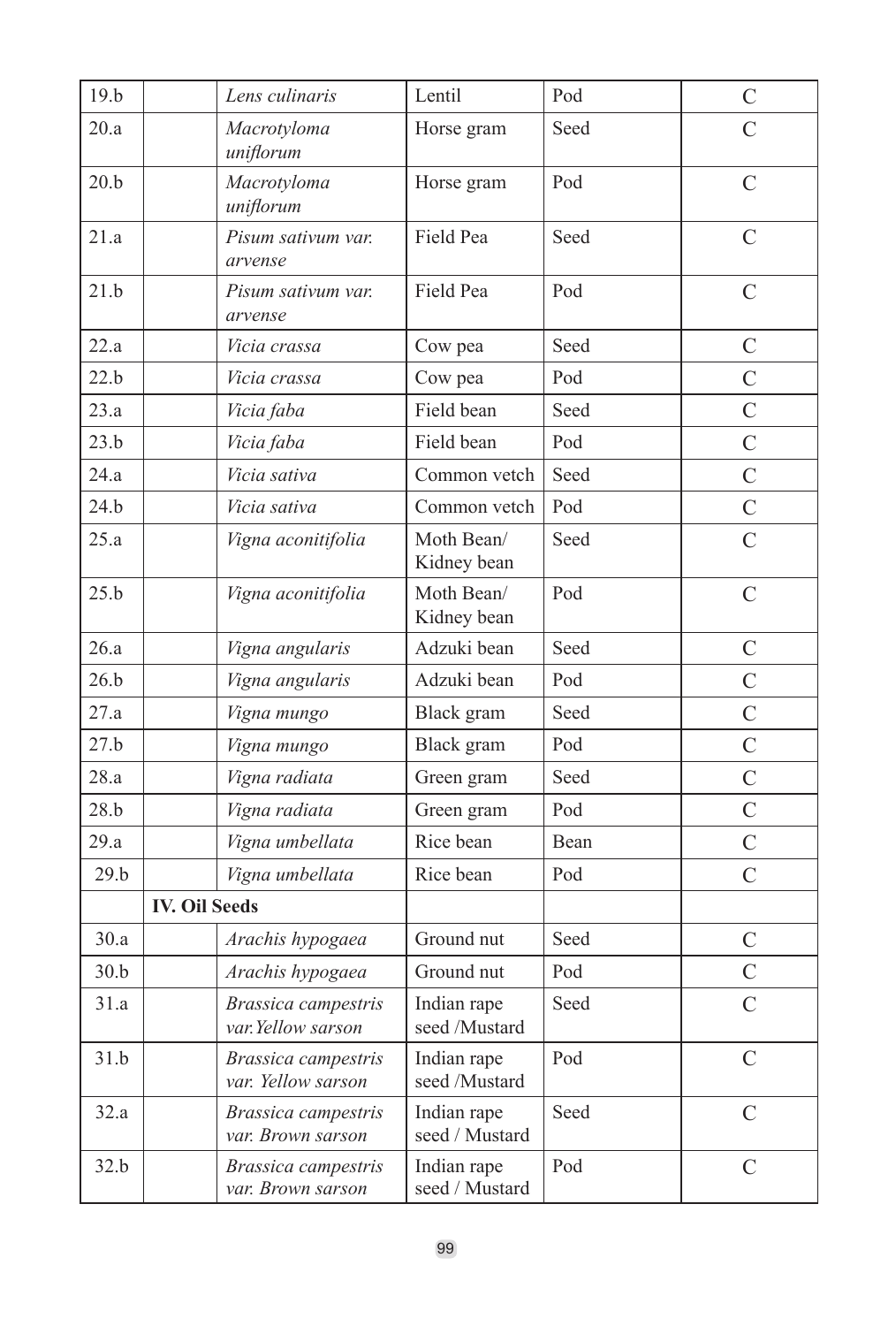| | | | | | |
|---|---|---|---|---|---|
| 19.b | | *Lens culinaris* | Lentil | Pod | C |
| 20.a | | *Macrotyloma uniflorum* | Horse gram | Seed | C |
| 20.b | | *Macrotyloma uniflorum* | Horse gram | Pod | C |
| 21.a | | *Pisum sativum var. arvense* | Field Pea | Seed | C |
| 21.b | | *Pisum sativum var. arvense* | Field Pea | Pod | C |
| 22.a | | *Vicia crassa* | Cow pea | Seed | C |
| 22.b | | *Vicia crassa* | Cow pea | Pod | C |
| 23.a | | *Vicia faba* | Field bean | Seed | C |
| 23.b | | *Vicia faba* | Field bean | Pod | C |
| 24.a | | *Vicia sativa* | Common vetch | Seed | C |
| 24.b | | *Vicia sativa* | Common vetch | Pod | C |
| 25.a | | *Vigna aconitifolia* | Moth Bean/ Kidney bean | Seed | C |
| 25.b | | *Vigna aconitifolia* | Moth Bean/ Kidney bean | Pod | C |
| 26.a | | *Vigna angularis* | Adzuki bean | Seed | C |
| 26.b | | *Vigna angularis* | Adzuki bean | Pod | C |
| 27.a | | *Vigna mungo* | Black gram | Seed | C |
| 27.b | | *Vigna mungo* | Black gram | Pod | C |
| 28.a | | *Vigna radiata* | Green gram | Seed | C |
| 28.b | | *Vigna radiata* | Green gram | Pod | C |
| 29.a | | *Vigna umbellata* | Rice bean | Bean | C |
| 29.b | | *Vigna umbellata* | Rice bean | Pod | C |
| | **IV. Oil Seeds** | | | | |
| 30.a | | *Arachis hypogaea* | Ground nut | Seed | C |
| 30.b | | *Arachis hypogaea* | Ground nut | Pod | C |
| 31.a | | *Brassica campestris var.Yellow sarson* | Indian rape seed /Mustard | Seed | C |
| 31.b | | *Brassica campestris var. Yellow sarson* | Indian rape seed /Mustard | Pod | C |
| 32.a | | *Brassica campestris var. Brown sarson* | Indian rape seed / Mustard | Seed | C |
| 32.b | | *Brassica campestris var. Brown sarson* | Indian rape seed / Mustard | Pod | C |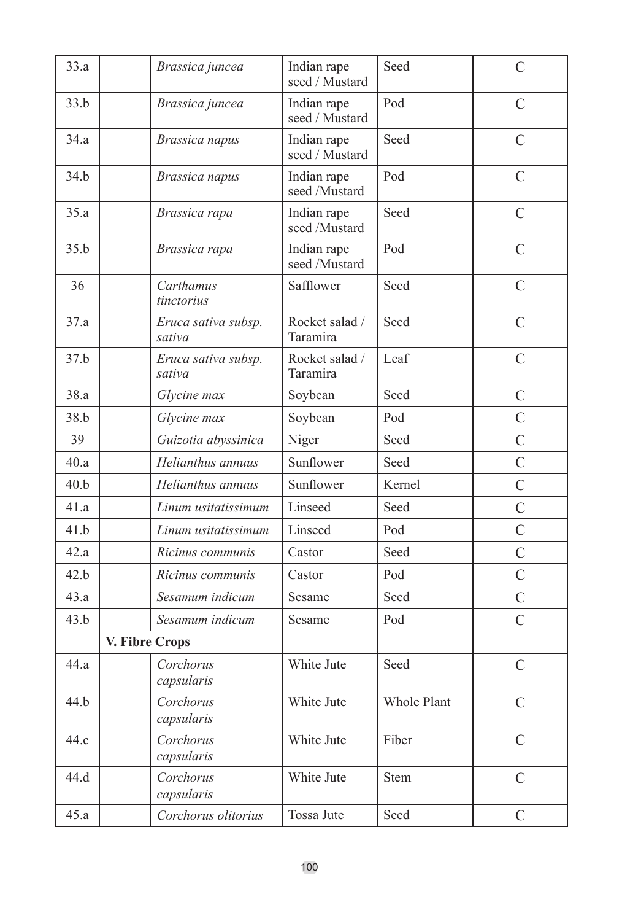| | | | | | |
|---|---|---|---|---|---|
| 33.a | | *Brassica juncea* | Indian rape seed / Mustard | Seed | C |
| 33.b | | *Brassica juncea* | Indian rape seed / Mustard | Pod | C |
| 34.a | | *Brassica napus* | Indian rape seed / Mustard | Seed | C |
| 34.b | | *Brassica napus* | Indian rape seed /Mustard | Pod | C |
| 35.a | | *Brassica rapa* | Indian rape seed /Mustard | Seed | C |
| 35.b | | *Brassica rapa* | Indian rape seed /Mustard | Pod | C |
| 36 | | *Carthamus tinctorius* | Safflower | Seed | C |
| 37.a | | *Eruca sativa subsp. sativa* | Rocket salad / Taramira | Seed | C |
| 37.b | | *Eruca sativa subsp. sativa* | Rocket salad / Taramira | Leaf | C |
| 38.a | | *Glycine max* | Soybean | Seed | C |
| 38.b | | *Glycine max* | Soybean | Pod | C |
| 39 | | *Guizotia abyssinica* | Niger | Seed | C |
| 40.a | | *Helianthus annuus* | Sunflower | Seed | C |
| 40.b | | *Helianthus annuus* | Sunflower | Kernel | C |
| 41.a | | *Linum usitatissimum* | Linseed | Seed | C |
| 41.b | | *Linum usitatissimum* | Linseed | Pod | C |
| 42.a | | *Ricinus communis* | Castor | Seed | C |
| 42.b | | *Ricinus communis* | Castor | Pod | C |
| 43.a | | *Sesamum indicum* | Sesame | Seed | C |
| 43.b | | *Sesamum indicum* | Sesame | Pod | C |
| | **V. Fibre Crops** | | | | |
| 44.a | | *Corchorus capsularis* | White Jute | Seed | C |
| 44.b | | *Corchorus capsularis* | White Jute | Whole Plant | C |
| 44.c | | *Corchorus capsularis* | White Jute | Fiber | C |
| 44.d | | *Corchorus capsularis* | White Jute | Stem | C |
| 45.a | | *Corchorus olitorius* | Tossa Jute | Seed | C |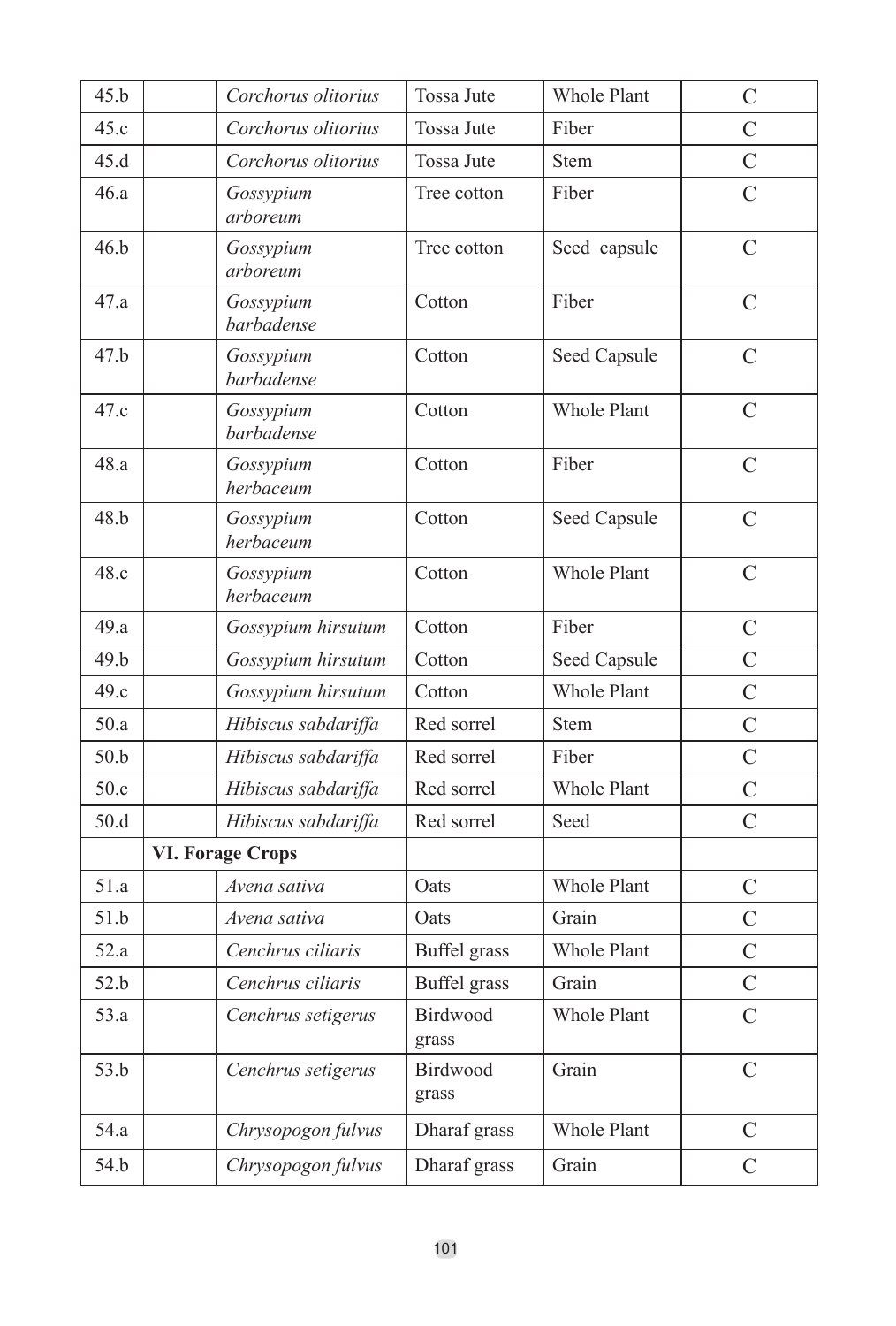| 45.b | | *Corchorus olitorius* | Tossa Jute | Whole Plant | C |
|---|---|---|---|---|---|
| 45.c | | *Corchorus olitorius* | Tossa Jute | Fiber | C |
| 45.d | | *Corchorus olitorius* | Tossa Jute | Stem | C |
| 46.a | | *Gossypium arboreum* | Tree cotton | Fiber | C |
| 46.b | | *Gossypium arboreum* | Tree cotton | Seed capsule | C |
| 47.a | | *Gossypium barbadense* | Cotton | Fiber | C |
| 47.b | | *Gossypium barbadense* | Cotton | Seed Capsule | C |
| 47.c | | *Gossypium barbadense* | Cotton | Whole Plant | C |
| 48.a | | *Gossypium herbaceum* | Cotton | Fiber | C |
| 48.b | | *Gossypium herbaceum* | Cotton | Seed Capsule | C |
| 48.c | | *Gossypium herbaceum* | Cotton | Whole Plant | C |
| 49.a | | *Gossypium hirsutum* | Cotton | Fiber | C |
| 49.b | | *Gossypium hirsutum* | Cotton | Seed Capsule | C |
| 49.c | | *Gossypium hirsutum* | Cotton | Whole Plant | C |
| 50.a | | *Hibiscus sabdariffa* | Red sorrel | Stem | C |
| 50.b | | *Hibiscus sabdariffa* | Red sorrel | Fiber | C |
| 50.c | | *Hibiscus sabdariffa* | Red sorrel | Whole Plant | C |
| 50.d | | *Hibiscus sabdariffa* | Red sorrel | Seed | C |
| | **VI. Forage Crops** | | | | |
| 51.a | | *Avena sativa* | Oats | Whole Plant | C |
| 51.b | | *Avena sativa* | Oats | Grain | C |
| 52.a | | *Cenchrus ciliaris* | Buffel grass | Whole Plant | C |
| 52.b | | *Cenchrus ciliaris* | Buffel grass | Grain | C |
| 53.a | | *Cenchrus setigerus* | Birdwood grass | Whole Plant | C |
| 53.b | | *Cenchrus setigerus* | Birdwood grass | Grain | C |
| 54.a | | *Chrysopogon fulvus* | Dharaf grass | Whole Plant | C |
| 54.b | | *Chrysopogon fulvus* | Dharaf grass | Grain | C |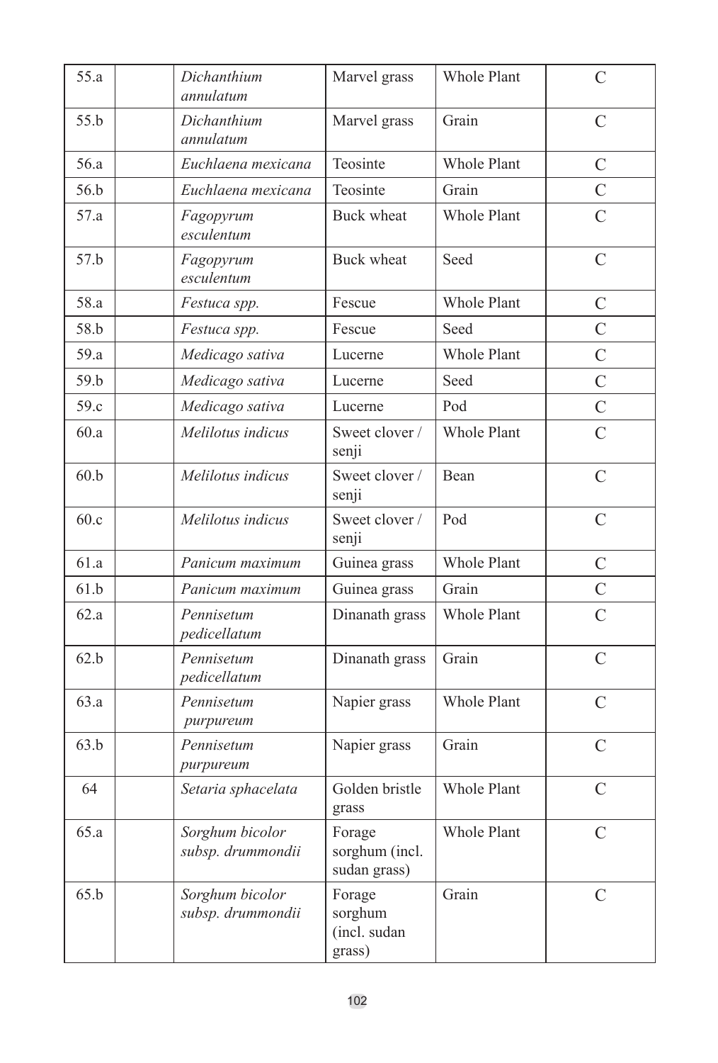| | | | | | |
|---|---|---|---|---|---|
| 55.a | | *Dichanthium annulatum* | Marvel grass | Whole Plant | C |
| 55.b | | *Dichanthium annulatum* | Marvel grass | Grain | C |
| 56.a | | *Euchlaena mexicana* | Teosinte | Whole Plant | C |
| 56.b | | *Euchlaena mexicana* | Teosinte | Grain | C |
| 57.a | | *Fagopyrum esculentum* | Buck wheat | Whole Plant | C |
| 57.b | | *Fagopyrum esculentum* | Buck wheat | Seed | C |
| 58.a | | *Festuca spp.* | Fescue | Whole Plant | C |
| 58.b | | *Festuca spp.* | Fescue | Seed | C |
| 59.a | | *Medicago sativa* | Lucerne | Whole Plant | C |
| 59.b | | *Medicago sativa* | Lucerne | Seed | C |
| 59.c | | *Medicago sativa* | Lucerne | Pod | C |
| 60.a | | *Melilotus indicus* | Sweet clover / senji | Whole Plant | C |
| 60.b | | *Melilotus indicus* | Sweet clover / senji | Bean | C |
| 60.c | | *Melilotus indicus* | Sweet clover / senji | Pod | C |
| 61.a | | *Panicum maximum* | Guinea grass | Whole Plant | C |
| 61.b | | *Panicum maximum* | Guinea grass | Grain | C |
| 62.a | | *Pennisetum pedicellatum* | Dinanath grass | Whole Plant | C |
| 62.b | | *Pennisetum pedicellatum* | Dinanath grass | Grain | C |
| 63.a | | *Pennisetum purpureum* | Napier grass | Whole Plant | C |
| 63.b | | *Pennisetum purpureum* | Napier grass | Grain | C |
| 64 | | *Setaria sphacelata* | Golden bristle grass | Whole Plant | C |
| 65.a | | *Sorghum bicolor subsp. drummondii* | Forage sorghum (incl. sudan grass) | Whole Plant | C |
| 65.b | | *Sorghum bicolor subsp. drummondii* | Forage sorghum (incl. sudan grass) | Grain | C |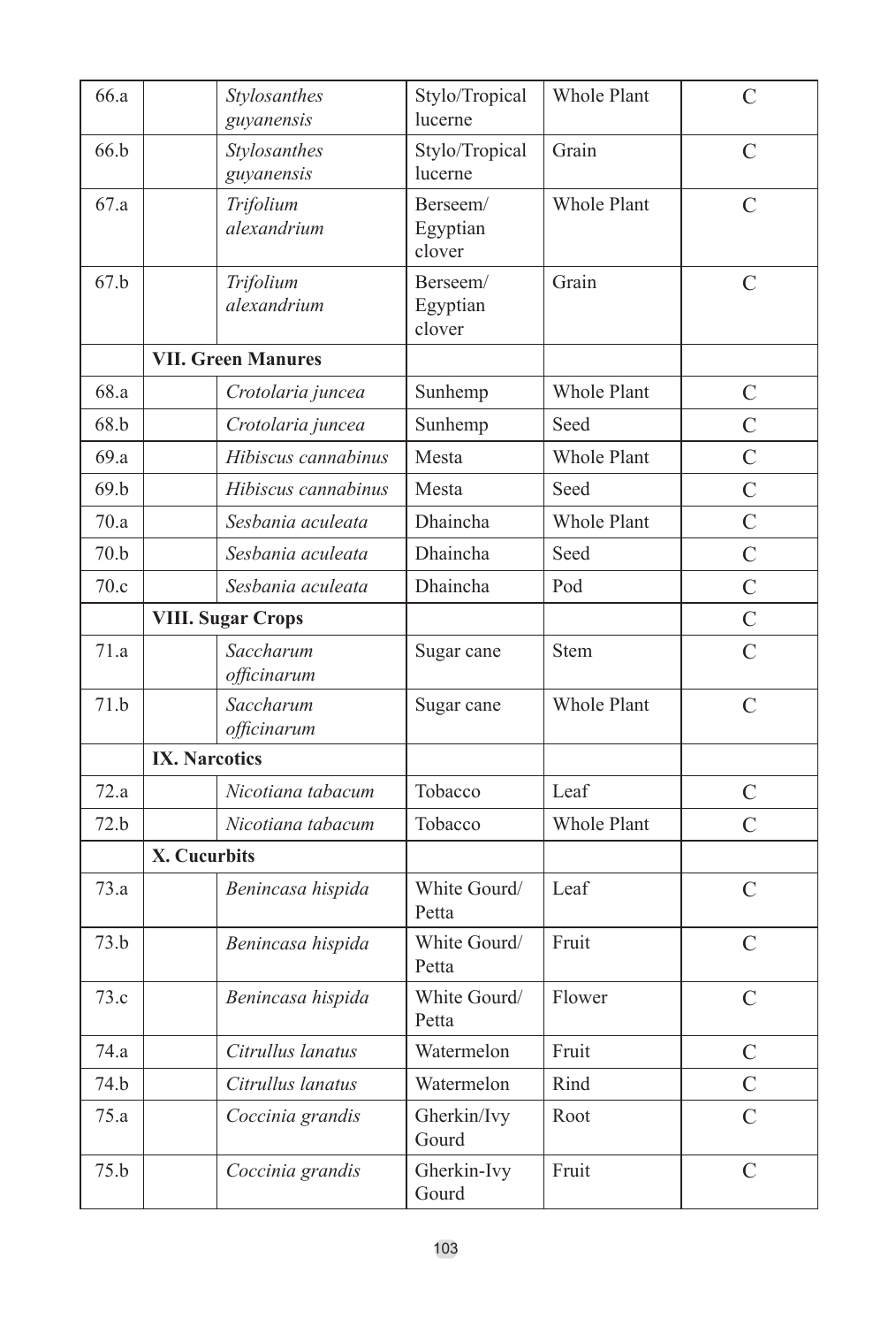| | | | | | |
|---|---|---|---|---|---|
| 66.a | | *Stylosanthes guyanensis* | Stylo/Tropical lucerne | Whole Plant | C |
| 66.b | | *Stylosanthes guyanensis* | Stylo/Tropical lucerne | Grain | C |
| 67.a | | *Trifolium alexandrium* | Berseem/ Egyptian clover | Whole Plant | C |
| 67.b | | *Trifolium alexandrium* | Berseem/ Egyptian clover | Grain | C |
| | **VII. Green Manures** | | | | |
| 68.a | | *Crotolaria juncea* | Sunhemp | Whole Plant | C |
| 68.b | | *Crotolaria juncea* | Sunhemp | Seed | C |
| 69.a | | *Hibiscus cannabinus* | Mesta | Whole Plant | C |
| 69.b | | *Hibiscus cannabinus* | Mesta | Seed | C |
| 70.a | | *Sesbania aculeata* | Dhaincha | Whole Plant | C |
| 70.b | | *Sesbania aculeata* | Dhaincha | Seed | C |
| 70.c | | *Sesbania aculeata* | Dhaincha | Pod | C |
| | **VIII. Sugar Crops** | | | | C |
| 71.a | | *Saccharum officinarum* | Sugar cane | Stem | C |
| 71.b | | *Saccharum officinarum* | Sugar cane | Whole Plant | C |
| | **IX. Narcotics** | | | | |
| 72.a | | *Nicotiana tabacum* | Tobacco | Leaf | C |
| 72.b | | *Nicotiana tabacum* | Tobacco | Whole Plant | C |
| | **X. Cucurbits** | | | | |
| 73.a | | *Benincasa hispida* | White Gourd/ Petta | Leaf | C |
| 73.b | | *Benincasa hispida* | White Gourd/ Petta | Fruit | C |
| 73.c | | *Benincasa hispida* | White Gourd/ Petta | Flower | C |
| 74.a | | *Citrullus lanatus* | Watermelon | Fruit | C |
| 74.b | | *Citrullus lanatus* | Watermelon | Rind | C |
| 75.a | | *Coccinia grandis* | Gherkin/Ivy Gourd | Root | C |
| 75.b | | *Coccinia grandis* | Gherkin-Ivy Gourd | Fruit | C |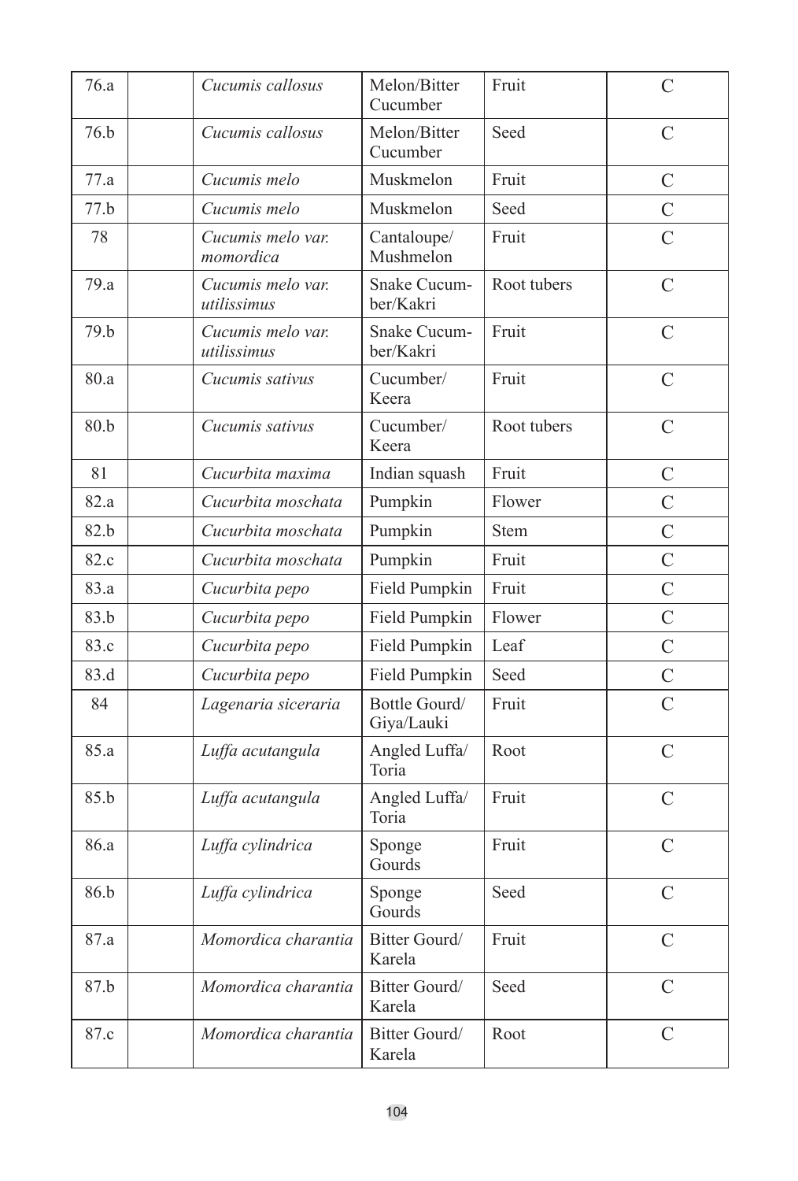| | | | | | |
|---|---|---|---|---|---|
| 76.a | | *Cucumis callosus* | Melon/Bitter Cucumber | Fruit | C |
| 76.b | | *Cucumis callosus* | Melon/Bitter Cucumber | Seed | C |
| 77.a | | *Cucumis melo* | Muskmelon | Fruit | C |
| 77.b | | *Cucumis melo* | Muskmelon | Seed | C |
| 78 | | *Cucumis melo var. momordica* | Cantaloupe/ Mushmelon | Fruit | C |
| 79.a | | *Cucumis melo var. utilissimus* | Snake Cucumber/Kakri | Root tubers | C |
| 79.b | | *Cucumis melo var. utilissimus* | Snake Cucumber/Kakri | Fruit | C |
| 80.a | | *Cucumis sativus* | Cucumber/ Keera | Fruit | C |
| 80.b | | *Cucumis sativus* | Cucumber/ Keera | Root tubers | C |
| 81 | | *Cucurbita maxima* | Indian squash | Fruit | C |
| 82.a | | *Cucurbita moschata* | Pumpkin | Flower | C |
| 82.b | | *Cucurbita moschata* | Pumpkin | Stem | C |
| 82.c | | *Cucurbita moschata* | Pumpkin | Fruit | C |
| 83.a | | *Cucurbita pepo* | Field Pumpkin | Fruit | C |
| 83.b | | *Cucurbita pepo* | Field Pumpkin | Flower | C |
| 83.c | | *Cucurbita pepo* | Field Pumpkin | Leaf | C |
| 83.d | | *Cucurbita pepo* | Field Pumpkin | Seed | C |
| 84 | | *Lagenaria siceraria* | Bottle Gourd/ Giya/Lauki | Fruit | C |
| 85.a | | *Luffa acutangula* | Angled Luffa/ Toria | Root | C |
| 85.b | | *Luffa acutangula* | Angled Luffa/ Toria | Fruit | C |
| 86.a | | *Luffa cylindrica* | Sponge Gourds | Fruit | C |
| 86.b | | *Luffa cylindrica* | Sponge Gourds | Seed | C |
| 87.a | | *Momordica charantia* | Bitter Gourd/ Karela | Fruit | C |
| 87.b | | *Momordica charantia* | Bitter Gourd/ Karela | Seed | C |
| 87.c | | *Momordica charantia* | Bitter Gourd/ Karela | Root | C |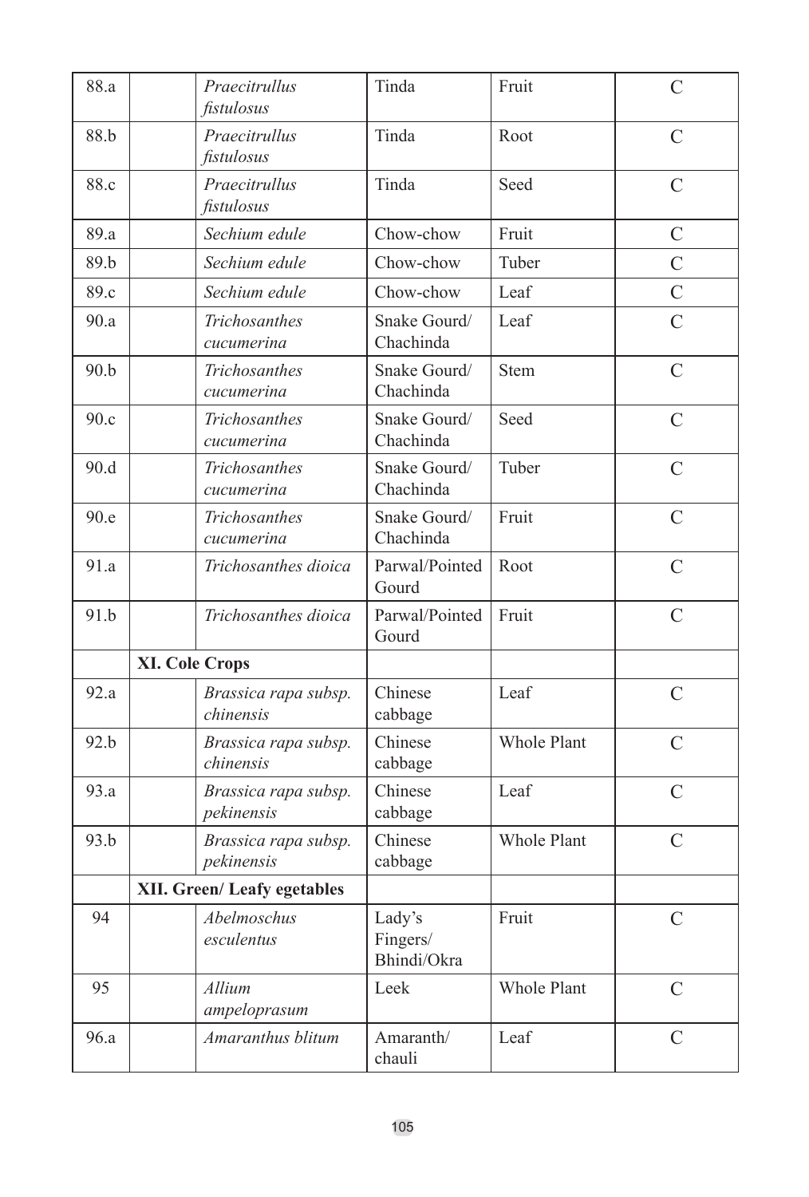| 88.a | | *Praecitrullus fistulosus* | Tinda | Fruit | C |
|---|---|---|---|---|---|
| 88.b | | *Praecitrullus fistulosus* | Tinda | Root | C |
| 88.c | | *Praecitrullus fistulosus* | Tinda | Seed | C |
| 89.a | | *Sechium edule* | Chow-chow | Fruit | C |
| 89.b | | *Sechium edule* | Chow-chow | Tuber | C |
| 89.c | | *Sechium edule* | Chow-chow | Leaf | C |
| 90.a | | *Trichosanthes cucumerina* | Snake Gourd/ Chachinda | Leaf | C |
| 90.b | | *Trichosanthes cucumerina* | Snake Gourd/ Chachinda | Stem | C |
| 90.c | | *Trichosanthes cucumerina* | Snake Gourd/ Chachinda | Seed | C |
| 90.d | | *Trichosanthes cucumerina* | Snake Gourd/ Chachinda | Tuber | C |
| 90.e | | *Trichosanthes cucumerina* | Snake Gourd/ Chachinda | Fruit | C |
| 91.a | | *Trichosanthes dioica* | Parwal/Pointed Gourd | Root | C |
| 91.b | | *Trichosanthes dioica* | Parwal/Pointed Gourd | Fruit | C |
| | **XI. Cole Crops** | | | | |
| 92.a | | *Brassica rapa subsp. chinensis* | Chinese cabbage | Leaf | C |
| 92.b | | *Brassica rapa subsp. chinensis* | Chinese cabbage | Whole Plant | C |
| 93.a | | *Brassica rapa subsp. pekinensis* | Chinese cabbage | Leaf | C |
| 93.b | | *Brassica rapa subsp. pekinensis* | Chinese cabbage | Whole Plant | C |
| | **XII. Green/ Leafy egetables** | | | | |
| 94 | | *Abelmoschus esculentus* | Lady's Fingers/ Bhindi/Okra | Fruit | C |
| 95 | | *Allium ampeloprasum* | Leek | Whole Plant | C |
| 96.a | | *Amaranthus blitum* | Amaranth/ chauli | Leaf | C |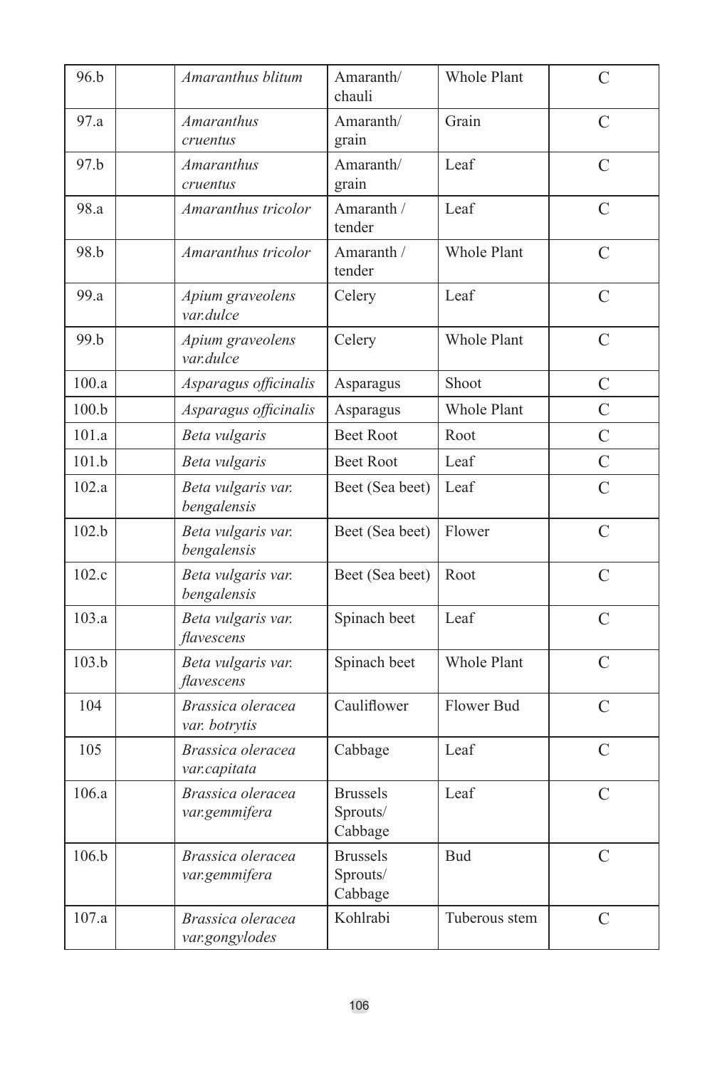| | | | | | |
|---|---|---|---|---|---|
| 96.b | | *Amaranthus blitum* | Amaranth/ chauli | Whole Plant | C |
| 97.a | | *Amaranthus cruentus* | Amaranth/ grain | Grain | C |
| 97.b | | *Amaranthus cruentus* | Amaranth/ grain | Leaf | C |
| 98.a | | *Amaranthus tricolor* | Amaranth / tender | Leaf | C |
| 98.b | | *Amaranthus tricolor* | Amaranth / tender | Whole Plant | C |
| 99.a | | *Apium graveolens var.dulce* | Celery | Leaf | C |
| 99.b | | *Apium graveolens var.dulce* | Celery | Whole Plant | C |
| 100.a | | *Asparagus officinalis* | Asparagus | Shoot | C |
| 100.b | | *Asparagus officinalis* | Asparagus | Whole Plant | C |
| 101.a | | *Beta vulgaris* | Beet Root | Root | C |
| 101.b | | *Beta vulgaris* | Beet Root | Leaf | C |
| 102.a | | *Beta vulgaris var. bengalensis* | Beet (Sea beet) | Leaf | C |
| 102.b | | *Beta vulgaris var. bengalensis* | Beet (Sea beet) | Flower | C |
| 102.c | | *Beta vulgaris var. bengalensis* | Beet (Sea beet) | Root | C |
| 103.a | | *Beta vulgaris var. flavescens* | Spinach beet | Leaf | C |
| 103.b | | *Beta vulgaris var. flavescens* | Spinach beet | Whole Plant | C |
| 104 | | *Brassica oleracea var. botrytis* | Cauliflower | Flower Bud | C |
| 105 | | *Brassica oleracea var.capitata* | Cabbage | Leaf | C |
| 106.a | | *Brassica oleracea var.gemmifera* | Brussels Sprouts/ Cabbage | Leaf | C |
| 106.b | | *Brassica oleracea var.gemmifera* | Brussels Sprouts/ Cabbage | Bud | C |
| 107.a | | *Brassica oleracea var.gongylodes* | Kohlrabi | Tuberous stem | C |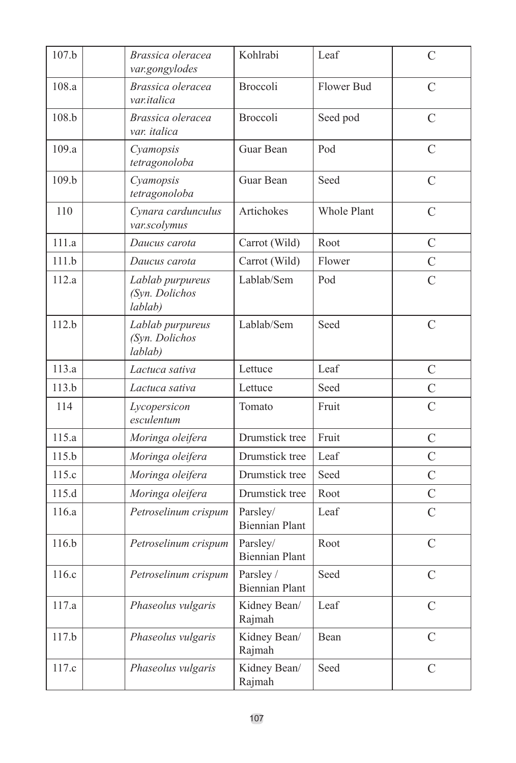| | | | | | |
|---|---|---|---|---|---|
| 107.b | | *Brassica oleracea var.gongylodes* | Kohlrabi | Leaf | C |
| 108.a | | *Brassica oleracea var.italica* | Broccoli | Flower Bud | C |
| 108.b | | *Brassica oleracea var. italica* | Broccoli | Seed pod | C |
| 109.a | | *Cyamopsis tetragonoloba* | Guar Bean | Pod | C |
| 109.b | | *Cyamopsis tetragonoloba* | Guar Bean | Seed | C |
| 110 | | *Cynara cardunculus var.scolymus* | Artichokes | Whole Plant | C |
| 111.a | | *Daucus carota* | Carrot (Wild) | Root | C |
| 111.b | | *Daucus carota* | Carrot (Wild) | Flower | C |
| 112.a | | *Lablab purpureus (Syn. Dolichos lablab)* | Lablab/Sem | Pod | C |
| 112.b | | *Lablab purpureus (Syn. Dolichos lablab)* | Lablab/Sem | Seed | C |
| 113.a | | *Lactuca sativa* | Lettuce | Leaf | C |
| 113.b | | *Lactuca sativa* | Lettuce | Seed | C |
| 114 | | *Lycopersicon esculentum* | Tomato | Fruit | C |
| 115.a | | *Moringa oleifera* | Drumstick tree | Fruit | C |
| 115.b | | *Moringa oleifera* | Drumstick tree | Leaf | C |
| 115.c | | *Moringa oleifera* | Drumstick tree | Seed | C |
| 115.d | | *Moringa oleifera* | Drumstick tree | Root | C |
| 116.a | | *Petroselinum crispum* | Parsley/ Biennian Plant | Leaf | C |
| 116.b | | *Petroselinum crispum* | Parsley/ Biennian Plant | Root | C |
| 116.c | | *Petroselinum crispum* | Parsley / Biennian Plant | Seed | C |
| 117.a | | *Phaseolus vulgaris* | Kidney Bean/ Rajmah | Leaf | C |
| 117.b | | *Phaseolus vulgaris* | Kidney Bean/ Rajmah | Bean | C |
| 117.c | | *Phaseolus vulgaris* | Kidney Bean/ Rajmah | Seed | C |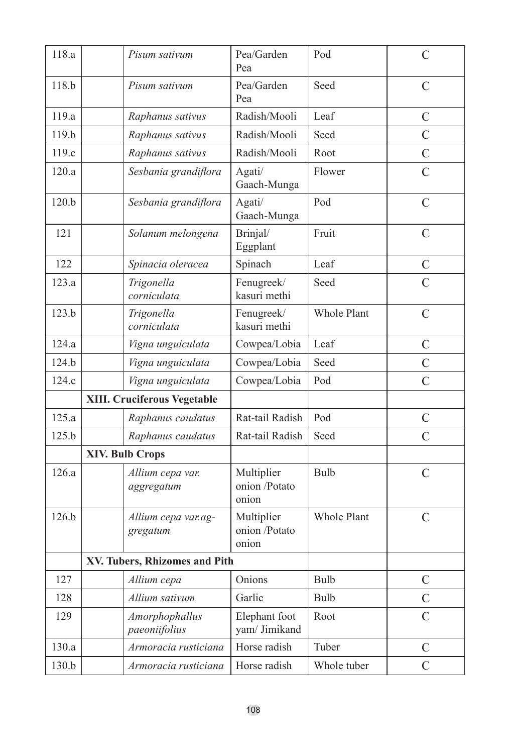| 118.a | | *Pisum sativum* | Pea/Garden Pea | Pod | C |
|---|---|---|---|---|---|
| 118.b | | *Pisum sativum* | Pea/Garden Pea | Seed | C |
| 119.a | | *Raphanus sativus* | Radish/Mooli | Leaf | C |
| 119.b | | *Raphanus sativus* | Radish/Mooli | Seed | C |
| 119.c | | *Raphanus sativus* | Radish/Mooli | Root | C |
| 120.a | | *Sesbania grandiflora* | Agati/ Gaach-Munga | Flower | C |
| 120.b | | *Sesbania grandiflora* | Agati/ Gaach-Munga | Pod | C |
| 121 | | *Solanum melongena* | Brinjal/ Eggplant | Fruit | C |
| 122 | | *Spinacia oleracea* | Spinach | Leaf | C |
| 123.a | | *Trigonella corniculata* | Fenugreek/ kasuri methi | Seed | C |
| 123.b | | *Trigonella corniculata* | Fenugreek/ kasuri methi | Whole Plant | C |
| 124.a | | *Vigna unguiculata* | Cowpea/Lobia | Leaf | C |
| 124.b | | *Vigna unguiculata* | Cowpea/Lobia | Seed | C |
| 124.c | | *Vigna unguiculata* | Cowpea/Lobia | Pod | C |
| | **XIII. Cruciferous Vegetable** | | | | |
| 125.a | | *Raphanus caudatus* | Rat-tail Radish | Pod | C |
| 125.b | | *Raphanus caudatus* | Rat-tail Radish | Seed | C |
| | **XIV. Bulb Crops** | | | | |
| 126.a | | *Allium cepa var. aggregatum* | Multiplier onion /Potato onion | Bulb | C |
| 126.b | | *Allium cepa var.aggregatum* | Multiplier onion /Potato onion | Whole Plant | C |
| | **XV. Tubers, Rhizomes and Pith** | | | | |
| 127 | | *Allium cepa* | Onions | Bulb | C |
| 128 | | *Allium sativum* | Garlic | Bulb | C |
| 129 | | *Amorphophallus paeoniifolius* | Elephant foot yam/ Jimikand | Root | C |
| 130.a | | *Armoracia rusticiana* | Horse radish | Tuber | C |
| 130.b | | *Armoracia rusticiana* | Horse radish | Whole tuber | C |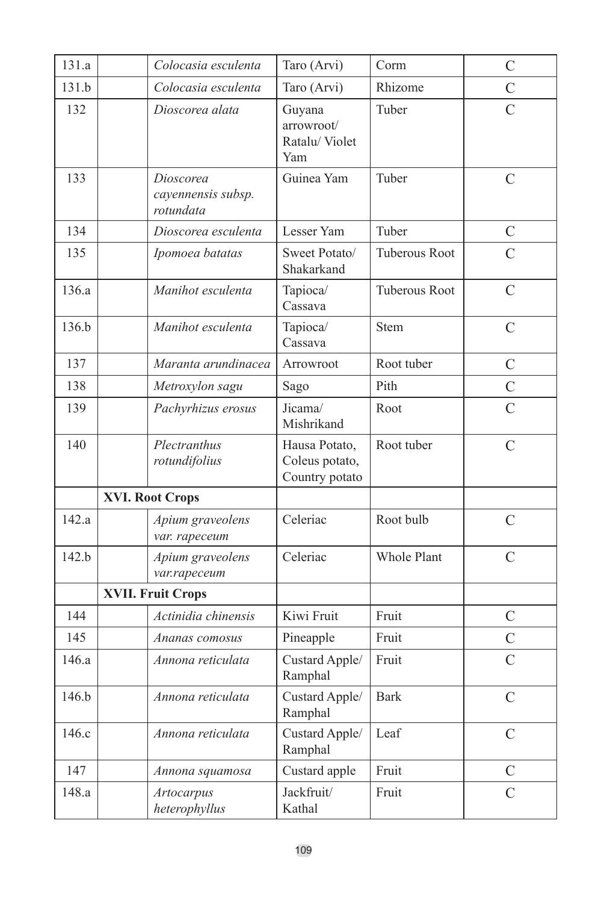| | | | | | |
|---|---|---|---|---|---|
| 131.a | | *Colocasia esculenta* | Taro (Arvi) | Corm | C |
| 131.b | | *Colocasia esculenta* | Taro (Arvi) | Rhizome | C |
| 132 | | *Dioscorea alata* | Guyana arrowroot/ Ratalu/ Violet Yam | Tuber | C |
| 133 | | *Dioscorea cayennensis subsp. rotundata* | Guinea Yam | Tuber | C |
| 134 | | *Dioscorea esculenta* | Lesser Yam | Tuber | C |
| 135 | | *Ipomoea batatas* | Sweet Potato/ Shakarkand | Tuberous Root | C |
| 136.a | | *Manihot esculenta* | Tapioca/ Cassava | Tuberous Root | C |
| 136.b | | *Manihot esculenta* | Tapioca/ Cassava | Stem | C |
| 137 | | *Maranta arundinacea* | Arrowroot | Root tuber | C |
| 138 | | *Metroxylon sagu* | Sago | Pith | C |
| 139 | | *Pachyrhizus erosus* | Jicama/ Mishrikand | Root | C |
| 140 | | *Plectranthus rotundifolius* | Hausa Potato, Coleus potato, Country potato | Root tuber | C |
| | **XVI. Root Crops** | | | | |
| 142.a | | *Apium graveolens var. rapeceum* | Celeriac | Root bulb | C |
| 142.b | | *Apium graveolens var.rapeceum* | Celeriac | Whole Plant | C |
| | **XVII. Fruit Crops** | | | | |
| 144 | | *Actinidia chinensis* | Kiwi Fruit | Fruit | C |
| 145 | | *Ananas comosus* | Pineapple | Fruit | C |
| 146.a | | *Annona reticulata* | Custard Apple/ Ramphal | Fruit | C |
| 146.b | | *Annona reticulata* | Custard Apple/ Ramphal | Bark | C |
| 146.c | | *Annona reticulata* | Custard Apple/ Ramphal | Leaf | C |
| 147 | | *Annona squamosa* | Custard apple | Fruit | C |
| 148.a | | *Artocarpus heterophyllus* | Jackfruit/ Kathal | Fruit | C |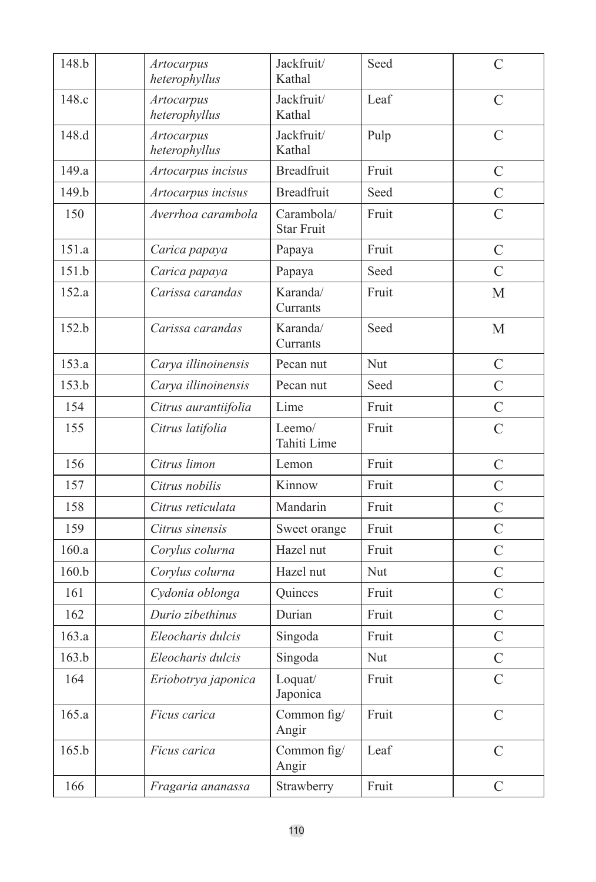| | | | | | |
|---|---|---|---|---|---|
| 148.b | | *Artocarpus heterophyllus* | Jackfruit/ Kathal | Seed | C |
| 148.c | | *Artocarpus heterophyllus* | Jackfruit/ Kathal | Leaf | C |
| 148.d | | *Artocarpus heterophyllus* | Jackfruit/ Kathal | Pulp | C |
| 149.a | | *Artocarpus incisus* | Breadfruit | Fruit | C |
| 149.b | | *Artocarpus incisus* | Breadfruit | Seed | C |
| 150 | | *Averrhoa carambola* | Carambola/ Star Fruit | Fruit | C |
| 151.a | | *Carica papaya* | Papaya | Fruit | C |
| 151.b | | *Carica papaya* | Papaya | Seed | C |
| 152.a | | *Carissa carandas* | Karanda/ Currants | Fruit | M |
| 152.b | | *Carissa carandas* | Karanda/ Currants | Seed | M |
| 153.a | | *Carya illinoinensis* | Pecan nut | Nut | C |
| 153.b | | *Carya illinoinensis* | Pecan nut | Seed | C |
| 154 | | *Citrus aurantiifolia* | Lime | Fruit | C |
| 155 | | *Citrus latifolia* | Leemo/ Tahiti Lime | Fruit | C |
| 156 | | *Citrus limon* | Lemon | Fruit | C |
| 157 | | *Citrus nobilis* | Kinnow | Fruit | C |
| 158 | | *Citrus reticulata* | Mandarin | Fruit | C |
| 159 | | *Citrus sinensis* | Sweet orange | Fruit | C |
| 160.a | | *Corylus colurna* | Hazel nut | Fruit | C |
| 160.b | | *Corylus colurna* | Hazel nut | Nut | C |
| 161 | | *Cydonia oblonga* | Quinces | Fruit | C |
| 162 | | *Durio zibethinus* | Durian | Fruit | C |
| 163.a | | *Eleocharis dulcis* | Singoda | Fruit | C |
| 163.b | | *Eleocharis dulcis* | Singoda | Nut | C |
| 164 | | *Eriobotrya japonica* | Loquat/ Japonica | Fruit | C |
| 165.a | | *Ficus carica* | Common fig/ Angir | Fruit | C |
| 165.b | | *Ficus carica* | Common fig/ Angir | Leaf | C |
| 166 | | *Fragaria ananassa* | Strawberry | Fruit | C |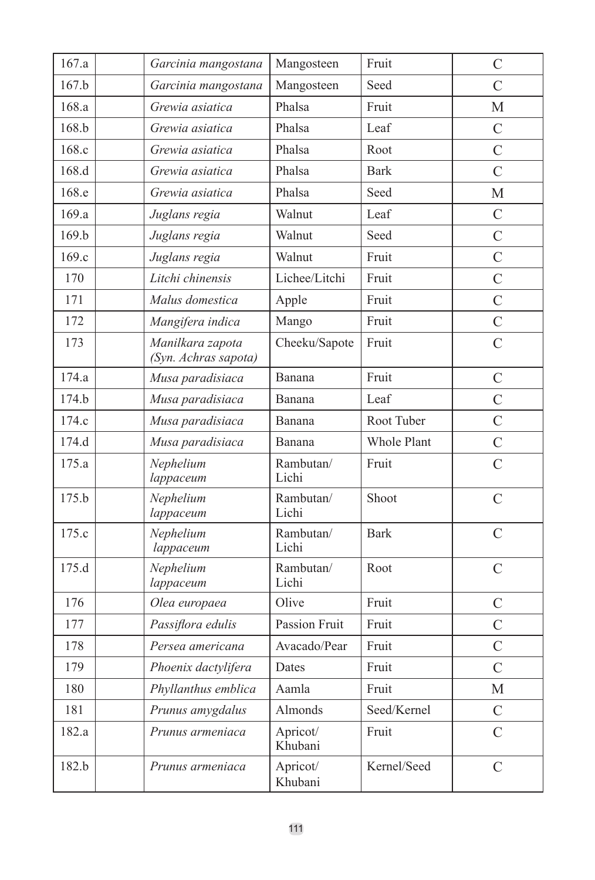| | | | | | |
|---|---|---|---|---|---|
| 167.a | | *Garcinia mangostana* | Mangosteen | Fruit | C |
| 167.b | | *Garcinia mangostana* | Mangosteen | Seed | C |
| 168.a | | *Grewia asiatica* | Phalsa | Fruit | M |
| 168.b | | *Grewia asiatica* | Phalsa | Leaf | C |
| 168.c | | *Grewia asiatica* | Phalsa | Root | C |
| 168.d | | *Grewia asiatica* | Phalsa | Bark | C |
| 168.e | | *Grewia asiatica* | Phalsa | Seed | M |
| 169.a | | *Juglans regia* | Walnut | Leaf | C |
| 169.b | | *Juglans regia* | Walnut | Seed | C |
| 169.c | | *Juglans regia* | Walnut | Fruit | C |
| 170 | | *Litchi chinensis* | Lichee/Litchi | Fruit | C |
| 171 | | *Malus domestica* | Apple | Fruit | C |
| 172 | | *Mangifera indica* | Mango | Fruit | C |
| 173 | | *Manilkara zapota (Syn. Achras sapota)* | Cheeku/Sapote | Fruit | C |
| 174.a | | *Musa paradisiaca* | Banana | Fruit | C |
| 174.b | | *Musa paradisiaca* | Banana | Leaf | C |
| 174.c | | *Musa paradisiaca* | Banana | Root Tuber | C |
| 174.d | | *Musa paradisiaca* | Banana | Whole Plant | C |
| 175.a | | *Nephelium lappaceum* | Rambutan/ Lichi | Fruit | C |
| 175.b | | *Nephelium lappaceum* | Rambutan/ Lichi | Shoot | C |
| 175.c | | *Nephelium lappaceum* | Rambutan/ Lichi | Bark | C |
| 175.d | | *Nephelium lappaceum* | Rambutan/ Lichi | Root | C |
| 176 | | *Olea europaea* | Olive | Fruit | C |
| 177 | | *Passiflora edulis* | Passion Fruit | Fruit | C |
| 178 | | *Persea americana* | Avacado/Pear | Fruit | C |
| 179 | | *Phoenix dactylifera* | Dates | Fruit | C |
| 180 | | *Phyllanthus emblica* | Aamla | Fruit | M |
| 181 | | *Prunus amygdalus* | Almonds | Seed/Kernel | C |
| 182.a | | *Prunus armeniaca* | Apricot/ Khubani | Fruit | C |
| 182.b | | *Prunus armeniaca* | Apricot/ Khubani | Kernel/Seed | C |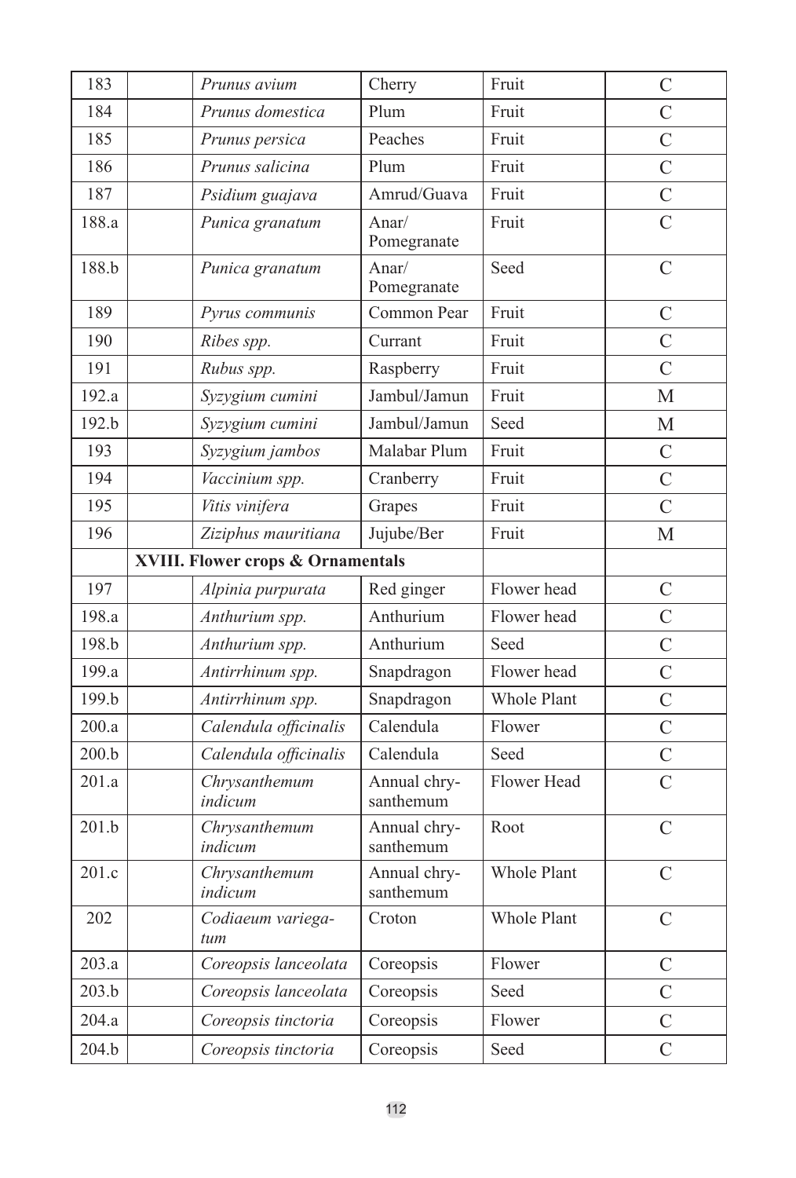| | | | | | |
|---|---|---|---|---|---|
| 183 | | *Prunus avium* | Cherry | Fruit | C |
| 184 | | *Prunus domestica* | Plum | Fruit | C |
| 185 | | *Prunus persica* | Peaches | Fruit | C |
| 186 | | *Prunus salicina* | Plum | Fruit | C |
| 187 | | *Psidium guajava* | Amrud/Guava | Fruit | C |
| 188.a | | *Punica granatum* | Anar/ Pomegranate | Fruit | C |
| 188.b | | *Punica granatum* | Anar/ Pomegranate | Seed | C |
| 189 | | *Pyrus communis* | Common Pear | Fruit | C |
| 190 | | *Ribes spp.* | Currant | Fruit | C |
| 191 | | *Rubus spp.* | Raspberry | Fruit | C |
| 192.a | | *Syzygium cumini* | Jambul/Jamun | Fruit | M |
| 192.b | | *Syzygium cumini* | Jambul/Jamun | Seed | M |
| 193 | | *Syzygium jambos* | Malabar Plum | Fruit | C |
| 194 | | *Vaccinium spp.* | Cranberry | Fruit | C |
| 195 | | *Vitis vinifera* | Grapes | Fruit | C |
| 196 | | *Ziziphus mauritiana* | Jujube/Ber | Fruit | M |
| | **XVIII. Flower crops & Ornamentals** | | | | |
| 197 | | *Alpinia purpurata* | Red ginger | Flower head | C |
| 198.a | | *Anthurium spp.* | Anthurium | Flower head | C |
| 198.b | | *Anthurium spp.* | Anthurium | Seed | C |
| 199.a | | *Antirrhinum spp.* | Snapdragon | Flower head | C |
| 199.b | | *Antirrhinum spp.* | Snapdragon | Whole Plant | C |
| 200.a | | *Calendula officinalis* | Calendula | Flower | C |
| 200.b | | *Calendula officinalis* | Calendula | Seed | C |
| 201.a | | *Chrysanthemum indicum* | Annual chrysanthemum | Flower Head | C |
| 201.b | | *Chrysanthemum indicum* | Annual chrysanthemum | Root | C |
| 201.c | | *Chrysanthemum indicum* | Annual chrysanthemum | Whole Plant | C |
| 202 | | *Codiaeum variegatum* | Croton | Whole Plant | C |
| 203.a | | *Coreopsis lanceolata* | Coreopsis | Flower | C |
| 203.b | | *Coreopsis lanceolata* | Coreopsis | Seed | C |
| 204.a | | *Coreopsis tinctoria* | Coreopsis | Flower | C |
| 204.b | | *Coreopsis tinctoria* | Coreopsis | Seed | C |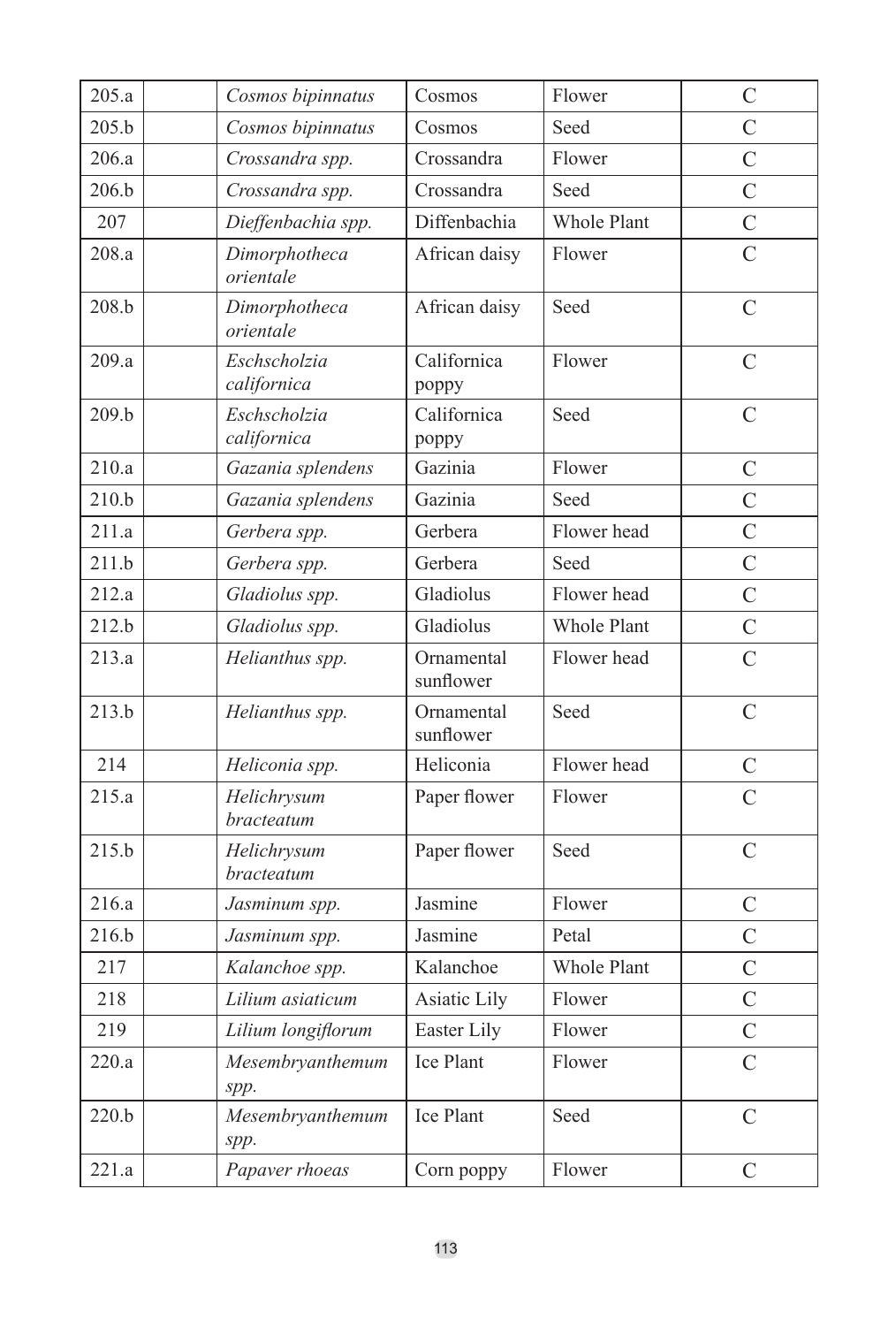| | | | | | |
|---|---|---|---|---|---|
| 205.a | | *Cosmos bipinnatus* | Cosmos | Flower | C |
| 205.b | | *Cosmos bipinnatus* | Cosmos | Seed | C |
| 206.a | | *Crossandra spp.* | Crossandra | Flower | C |
| 206.b | | *Crossandra spp.* | Crossandra | Seed | C |
| 207 | | *Dieffenbachia spp.* | Diffenbachia | Whole Plant | C |
| 208.a | | *Dimorphotheca orientale* | African daisy | Flower | C |
| 208.b | | *Dimorphotheca orientale* | African daisy | Seed | C |
| 209.a | | *Eschscholzia californica* | Californica poppy | Flower | C |
| 209.b | | *Eschscholzia californica* | Californica poppy | Seed | C |
| 210.a | | *Gazania splendens* | Gazinia | Flower | C |
| 210.b | | *Gazania splendens* | Gazinia | Seed | C |
| 211.a | | *Gerbera spp.* | Gerbera | Flower head | C |
| 211.b | | *Gerbera spp.* | Gerbera | Seed | C |
| 212.a | | *Gladiolus spp.* | Gladiolus | Flower head | C |
| 212.b | | *Gladiolus spp.* | Gladiolus | Whole Plant | C |
| 213.a | | *Helianthus spp.* | Ornamental sunflower | Flower head | C |
| 213.b | | *Helianthus spp.* | Ornamental sunflower | Seed | C |
| 214 | | *Heliconia spp.* | Heliconia | Flower head | C |
| 215.a | | *Helichrysum bracteatum* | Paper flower | Flower | C |
| 215.b | | *Helichrysum bracteatum* | Paper flower | Seed | C |
| 216.a | | *Jasminum spp.* | Jasmine | Flower | C |
| 216.b | | *Jasminum spp.* | Jasmine | Petal | C |
| 217 | | *Kalanchoe spp.* | Kalanchoe | Whole Plant | C |
| 218 | | *Lilium asiaticum* | Asiatic Lily | Flower | C |
| 219 | | *Lilium longiflorum* | Easter Lily | Flower | C |
| 220.a | | *Mesembryanthemum spp.* | Ice Plant | Flower | C |
| 220.b | | *Mesembryanthemum spp.* | Ice Plant | Seed | C |
| 221.a | | *Papaver rhoeas* | Corn poppy | Flower | C |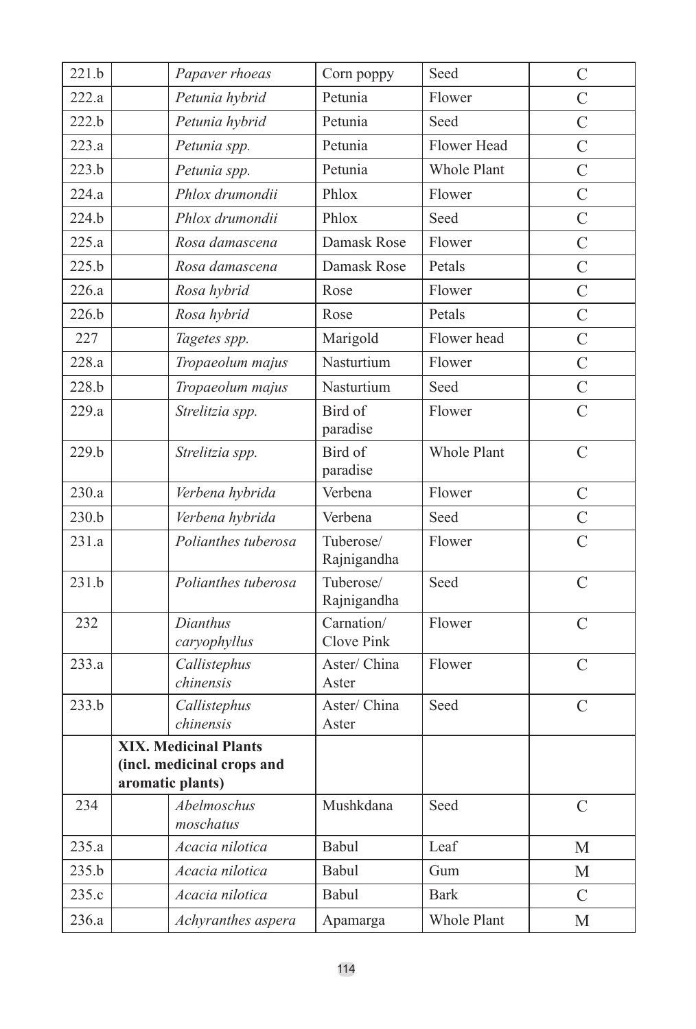| | | | | | |
|---|---|---|---|---|---|
| 221.b | | *Papaver rhoeas* | Corn poppy | Seed | C |
| 222.a | | *Petunia hybrid* | Petunia | Flower | C |
| 222.b | | *Petunia hybrid* | Petunia | Seed | C |
| 223.a | | *Petunia spp.* | Petunia | Flower Head | C |
| 223.b | | *Petunia spp.* | Petunia | Whole Plant | C |
| 224.a | | *Phlox drumondii* | Phlox | Flower | C |
| 224.b | | *Phlox drumondii* | Phlox | Seed | C |
| 225.a | | *Rosa damascena* | Damask Rose | Flower | C |
| 225.b | | *Rosa damascena* | Damask Rose | Petals | C |
| 226.a | | *Rosa hybrid* | Rose | Flower | C |
| 226.b | | *Rosa hybrid* | Rose | Petals | C |
| 227 | | *Tagetes spp.* | Marigold | Flower head | C |
| 228.a | | *Tropaeolum majus* | Nasturtium | Flower | C |
| 228.b | | *Tropaeolum majus* | Nasturtium | Seed | C |
| 229.a | | *Strelitzia spp.* | Bird of paradise | Flower | C |
| 229.b | | *Strelitzia spp.* | Bird of paradise | Whole Plant | C |
| 230.a | | *Verbena hybrida* | Verbena | Flower | C |
| 230.b | | *Verbena hybrida* | Verbena | Seed | C |
| 231.a | | *Polianthes tuberosa* | Tuberose/ Rajnigandha | Flower | C |
| 231.b | | *Polianthes tuberosa* | Tuberose/ Rajnigandha | Seed | C |
| 232 | | *Dianthus caryophyllus* | Carnation/ Clove Pink | Flower | C |
| 233.a | | *Callistephus chinensis* | Aster/ China Aster | Flower | C |
| 233.b | | *Callistephus chinensis* | Aster/ China Aster | Seed | C |
| | **XIX. Medicinal Plants (incl. medicinal crops and aromatic plants)** | | | | |
| 234 | | *Abelmoschus moschatus* | Mushkdana | Seed | C |
| 235.a | | *Acacia nilotica* | Babul | Leaf | M |
| 235.b | | *Acacia nilotica* | Babul | Gum | M |
| 235.c | | *Acacia nilotica* | Babul | Bark | C |
| 236.a | | *Achyranthes aspera* | Apamarga | Whole Plant | M |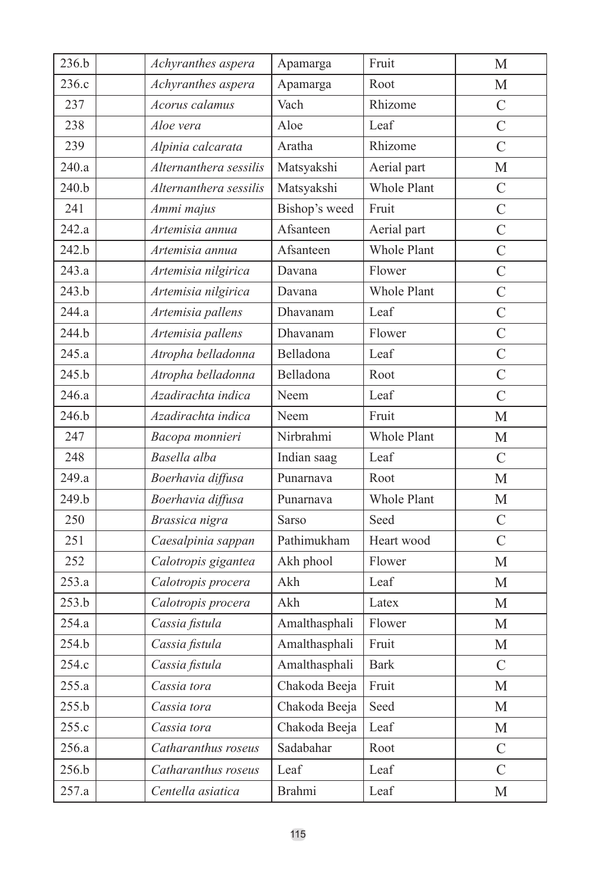| | | | | | |
|---|---|---|---|---|---|
| 236.b | | *Achyranthes aspera* | Apamarga | Fruit | M |
| 236.c | | *Achyranthes aspera* | Apamarga | Root | M |
| 237 | | *Acorus calamus* | Vach | Rhizome | C |
| 238 | | *Aloe vera* | Aloe | Leaf | C |
| 239 | | *Alpinia calcarata* | Aratha | Rhizome | C |
| 240.a | | *Alternanthera sessilis* | Matsyakshi | Aerial part | M |
| 240.b | | *Alternanthera sessilis* | Matsyakshi | Whole Plant | C |
| 241 | | *Ammi majus* | Bishop's weed | Fruit | C |
| 242.a | | *Artemisia annua* | Afsanteen | Aerial part | C |
| 242.b | | *Artemisia annua* | Afsanteen | Whole Plant | C |
| 243.a | | *Artemisia nilgirica* | Davana | Flower | C |
| 243.b | | *Artemisia nilgirica* | Davana | Whole Plant | C |
| 244.a | | *Artemisia pallens* | Dhavanam | Leaf | C |
| 244.b | | *Artemisia pallens* | Dhavanam | Flower | C |
| 245.a | | *Atropha belladonna* | Belladona | Leaf | C |
| 245.b | | *Atropha belladonna* | Belladona | Root | C |
| 246.a | | *Azadirachta indica* | Neem | Leaf | C |
| 246.b | | *Azadirachta indica* | Neem | Fruit | M |
| 247 | | *Bacopa monnieri* | Nirbrahmi | Whole Plant | M |
| 248 | | *Basella alba* | Indian saag | Leaf | C |
| 249.a | | *Boerhavia diffusa* | Punarnava | Root | M |
| 249.b | | *Boerhavia diffusa* | Punarnava | Whole Plant | M |
| 250 | | *Brassica nigra* | Sarso | Seed | C |
| 251 | | *Caesalpinia sappan* | Pathimukham | Heart wood | C |
| 252 | | *Calotropis gigantea* | Akh phool | Flower | M |
| 253.a | | *Calotropis procera* | Akh | Leaf | M |
| 253.b | | *Calotropis procera* | Akh | Latex | M |
| 254.a | | *Cassia fistula* | Amalthasphali | Flower | M |
| 254.b | | *Cassia fistula* | Amalthasphali | Fruit | M |
| 254.c | | *Cassia fistula* | Amalthasphali | Bark | C |
| 255.a | | *Cassia tora* | Chakoda Beeja | Fruit | M |
| 255.b | | *Cassia tora* | Chakoda Beeja | Seed | M |
| 255.c | | *Cassia tora* | Chakoda Beeja | Leaf | M |
| 256.a | | *Catharanthus roseus* | Sadabahar | Root | C |
| 256.b | | *Catharanthus roseus* | Leaf | Leaf | C |
| 257.a | | *Centella asiatica* | Brahmi | Leaf | M |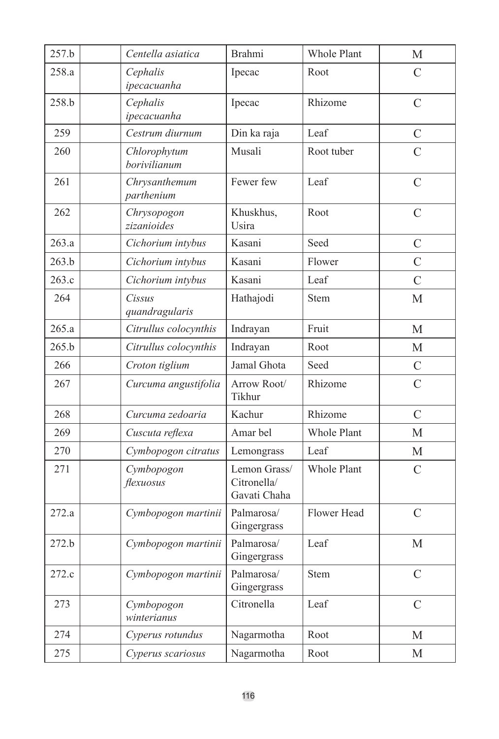| 257.b | | *Centella asiatica* | Brahmi | Whole Plant | M |
|---|---|---|---|---|---|
| 258.a | | *Cephalis ipecacuanha* | Ipecac | Root | C |
| 258.b | | *Cephalis ipecacuanha* | Ipecac | Rhizome | C |
| 259 | | *Cestrum diurnum* | Din ka raja | Leaf | C |
| 260 | | *Chlorophytum borivilianum* | Musali | Root tuber | C |
| 261 | | *Chrysanthemum parthenium* | Fewer few | Leaf | C |
| 262 | | *Chrysopogon zizanioides* | Khuskhus, Usira | Root | C |
| 263.a | | *Cichorium intybus* | Kasani | Seed | C |
| 263.b | | *Cichorium intybus* | Kasani | Flower | C |
| 263.c | | *Cichorium intybus* | Kasani | Leaf | C |
| 264 | | *Cissus quandragularis* | Hathajodi | Stem | M |
| 265.a | | *Citrullus colocynthis* | Indrayan | Fruit | M |
| 265.b | | *Citrullus colocynthis* | Indrayan | Root | M |
| 266 | | *Croton tiglium* | Jamal Ghota | Seed | C |
| 267 | | *Curcuma angustifolia* | Arrow Root/ Tikhur | Rhizome | C |
| 268 | | *Curcuma zedoaria* | Kachur | Rhizome | C |
| 269 | | *Cuscuta reflexa* | Amar bel | Whole Plant | M |
| 270 | | *Cymbopogon citratus* | Lemongrass | Leaf | M |
| 271 | | *Cymbopogon flexuosus* | Lemon Grass/ Citronella/ Gavati Chaha | Whole Plant | C |
| 272.a | | *Cymbopogon martinii* | Palmarosa/ Gingergrass | Flower Head | C |
| 272.b | | *Cymbopogon martinii* | Palmarosa/ Gingergrass | Leaf | M |
| 272.c | | *Cymbopogon martinii* | Palmarosa/ Gingergrass | Stem | C |
| 273 | | *Cymbopogon winterianus* | Citronella | Leaf | C |
| 274 | | *Cyperus rotundus* | Nagarmotha | Root | M |
| 275 | | *Cyperus scariosus* | Nagarmotha | Root | M |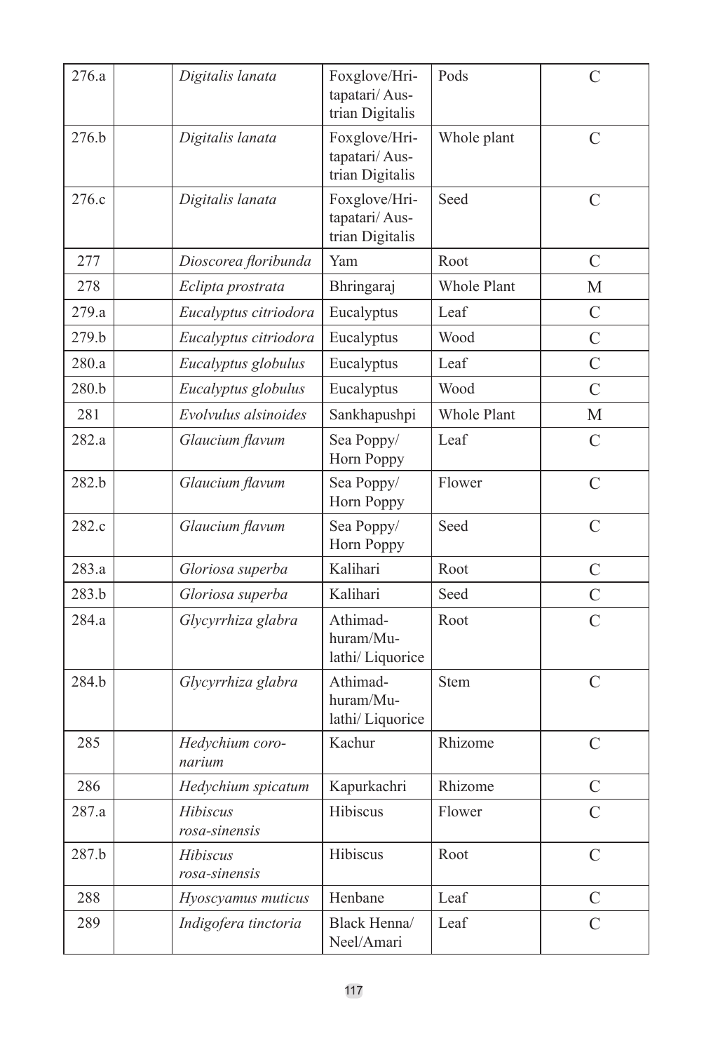| 276.a | | *Digitalis lanata* | Foxglove/Hritapatari/ Austrian Digitalis | Pods | C |
|---|---|---|---|---|---|
| 276.b | | *Digitalis lanata* | Foxglove/Hritapatari/ Austrian Digitalis | Whole plant | C |
| 276.c | | *Digitalis lanata* | Foxglove/Hritapatari/ Austrian Digitalis | Seed | C |
| 277 | | *Dioscorea floribunda* | Yam | Root | C |
| 278 | | *Eclipta prostrata* | Bhringaraj | Whole Plant | M |
| 279.a | | *Eucalyptus citriodora* | Eucalyptus | Leaf | C |
| 279.b | | *Eucalyptus citriodora* | Eucalyptus | Wood | C |
| 280.a | | *Eucalyptus globulus* | Eucalyptus | Leaf | C |
| 280.b | | *Eucalyptus globulus* | Eucalyptus | Wood | C |
| 281 | | *Evolvulus alsinoides* | Sankhapushpi | Whole Plant | M |
| 282.a | | *Glaucium flavum* | Sea Poppy/ Horn Poppy | Leaf | C |
| 282.b | | *Glaucium flavum* | Sea Poppy/ Horn Poppy | Flower | C |
| 282.c | | *Glaucium flavum* | Sea Poppy/ Horn Poppy | Seed | C |
| 283.a | | *Gloriosa superba* | Kalihari | Root | C |
| 283.b | | *Gloriosa superba* | Kalihari | Seed | C |
| 284.a | | *Glycyrrhiza glabra* | Athimadhuram/Mulathi/ Liquorice | Root | C |
| 284.b | | *Glycyrrhiza glabra* | Athimadhuram/Mulathi/ Liquorice | Stem | C |
| 285 | | *Hedychium coronarium* | Kachur | Rhizome | C |
| 286 | | *Hedychium spicatum* | Kapurkachri | Rhizome | C |
| 287.a | | *Hibiscus rosa-sinensis* | Hibiscus | Flower | C |
| 287.b | | *Hibiscus rosa-sinensis* | Hibiscus | Root | C |
| 288 | | *Hyoscyamus muticus* | Henbane | Leaf | C |
| 289 | | *Indigofera tinctoria* | Black Henna/ Neel/Amari | Leaf | C |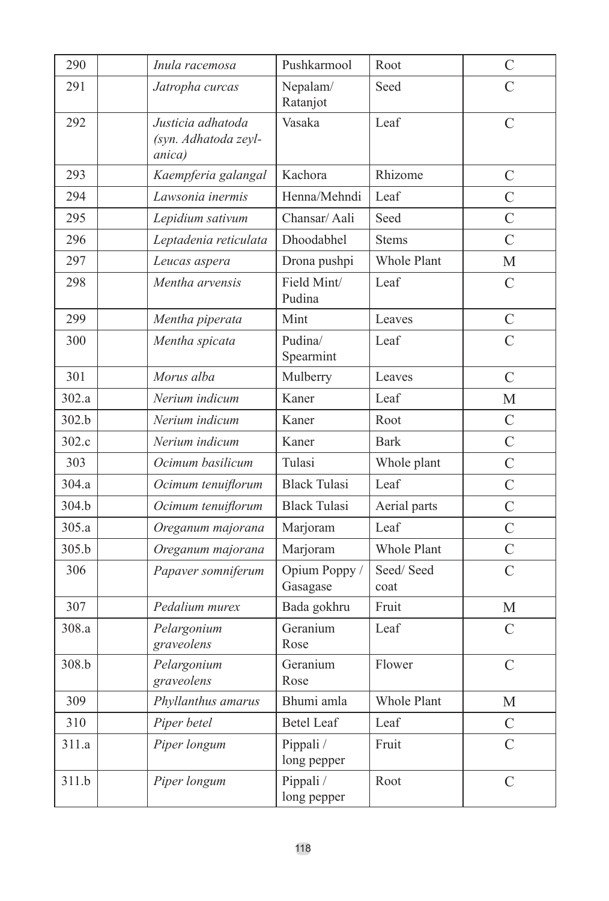| 290 | | *Inula racemosa* | Pushkarmool | Root | C |
|---|---|---|---|---|---|
| 291 | | *Jatropha curcas* | Nepalam/ Ratanjot | Seed | C |
| 292 | | *Justicia adhatoda (syn. Adhatoda zeylanica)* | Vasaka | Leaf | C |
| 293 | | *Kaempferia galangal* | Kachora | Rhizome | C |
| 294 | | *Lawsonia inermis* | Henna/Mehndi | Leaf | C |
| 295 | | *Lepidium sativum* | Chansar/ Aali | Seed | C |
| 296 | | *Leptadenia reticulata* | Dhoodabhel | Stems | C |
| 297 | | *Leucas aspera* | Drona pushpi | Whole Plant | M |
| 298 | | *Mentha arvensis* | Field Mint/ Pudina | Leaf | C |
| 299 | | *Mentha piperata* | Mint | Leaves | C |
| 300 | | *Mentha spicata* | Pudina/ Spearmint | Leaf | C |
| 301 | | *Morus alba* | Mulberry | Leaves | C |
| 302.a | | *Nerium indicum* | Kaner | Leaf | M |
| 302.b | | *Nerium indicum* | Kaner | Root | C |
| 302.c | | *Nerium indicum* | Kaner | Bark | C |
| 303 | | *Ocimum basilicum* | Tulasi | Whole plant | C |
| 304.a | | *Ocimum tenuiflorum* | Black Tulasi | Leaf | C |
| 304.b | | *Ocimum tenuiflorum* | Black Tulasi | Aerial parts | C |
| 305.a | | *Oreganum majorana* | Marjoram | Leaf | C |
| 305.b | | *Oreganum majorana* | Marjoram | Whole Plant | C |
| 306 | | *Papaver somniferum* | Opium Poppy / Gasagase | Seed/ Seed coat | C |
| 307 | | *Pedalium murex* | Bada gokhru | Fruit | M |
| 308.a | | *Pelargonium graveolens* | Geranium Rose | Leaf | C |
| 308.b | | *Pelargonium graveolens* | Geranium Rose | Flower | C |
| 309 | | *Phyllanthus amarus* | Bhumi amla | Whole Plant | M |
| 310 | | *Piper betel* | Betel Leaf | Leaf | C |
| 311.a | | *Piper longum* | Pippali / long pepper | Fruit | C |
| 311.b | | *Piper longum* | Pippali / long pepper | Root | C |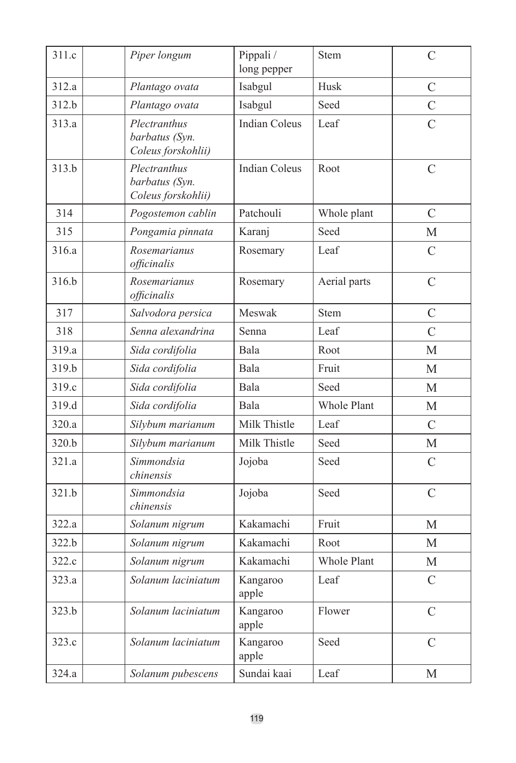| 311.c | | *Piper longum* | Pippali / long pepper | Stem | C |
|---|---|---|---|---|---|
| 312.a | | *Plantago ovata* | Isabgul | Husk | C |
| 312.b | | *Plantago ovata* | Isabgul | Seed | C |
| 313.a | | *Plectranthus barbatus (Syn. Coleus forskohlii)* | Indian Coleus | Leaf | C |
| 313.b | | *Plectranthus barbatus (Syn. Coleus forskohlii)* | Indian Coleus | Root | C |
| 314 | | *Pogostemon cablin* | Patchouli | Whole plant | C |
| 315 | | *Pongamia pinnata* | Karanj | Seed | M |
| 316.a | | *Rosemarianus officinalis* | Rosemary | Leaf | C |
| 316.b | | *Rosemarianus officinalis* | Rosemary | Aerial parts | C |
| 317 | | *Salvodora persica* | Meswak | Stem | C |
| 318 | | *Senna alexandrina* | Senna | Leaf | C |
| 319.a | | *Sida cordifolia* | Bala | Root | M |
| 319.b | | *Sida cordifolia* | Bala | Fruit | M |
| 319.c | | *Sida cordifolia* | Bala | Seed | M |
| 319.d | | *Sida cordifolia* | Bala | Whole Plant | M |
| 320.a | | *Silybum marianum* | Milk Thistle | Leaf | C |
| 320.b | | *Silybum marianum* | Milk Thistle | Seed | M |
| 321.a | | *Simmondsia chinensis* | Jojoba | Seed | C |
| 321.b | | *Simmondsia chinensis* | Jojoba | Seed | C |
| 322.a | | *Solanum nigrum* | Kakamachi | Fruit | M |
| 322.b | | *Solanum nigrum* | Kakamachi | Root | M |
| 322.c | | *Solanum nigrum* | Kakamachi | Whole Plant | M |
| 323.a | | *Solanum laciniatum* | Kangaroo apple | Leaf | C |
| 323.b | | *Solanum laciniatum* | Kangaroo apple | Flower | C |
| 323.c | | *Solanum laciniatum* | Kangaroo apple | Seed | C |
| 324.a | | *Solanum pubescens* | Sundai kaai | Leaf | M |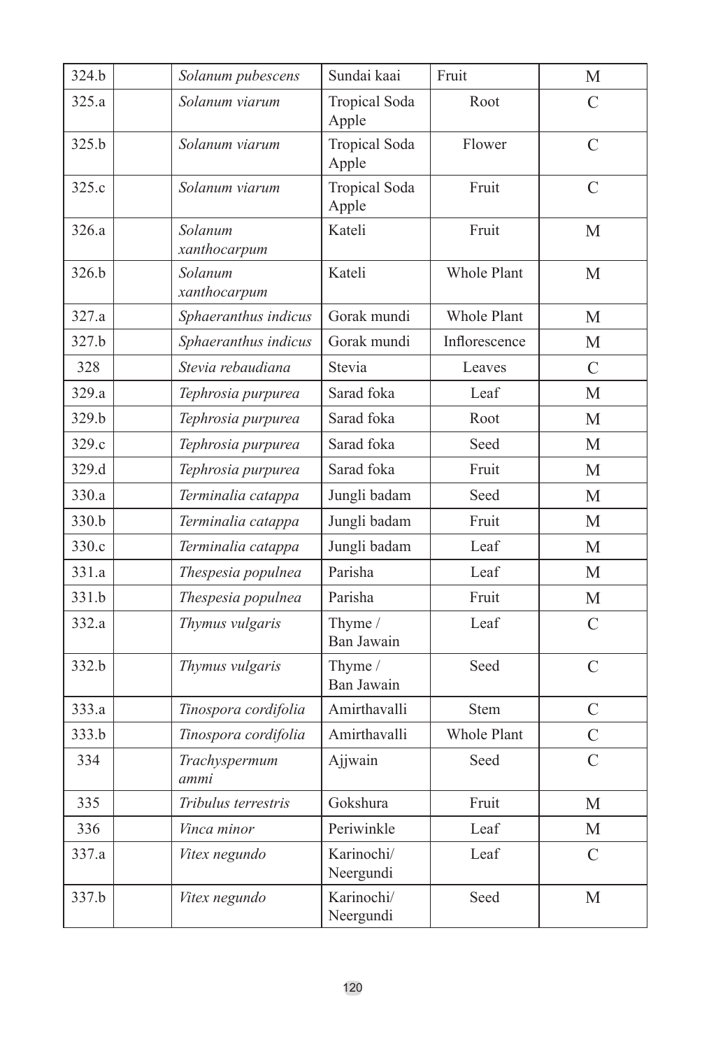| 324.b | | *Solanum pubescens* | Sundai kaai | Fruit | M |
|---|---|---|---|---|---|
| 325.a | | *Solanum viarum* | Tropical Soda Apple | Root | C |
| 325.b | | *Solanum viarum* | Tropical Soda Apple | Flower | C |
| 325.c | | *Solanum viarum* | Tropical Soda Apple | Fruit | C |
| 326.a | | *Solanum xanthocarpum* | Kateli | Fruit | M |
| 326.b | | *Solanum xanthocarpum* | Kateli | Whole Plant | M |
| 327.a | | *Sphaeranthus indicus* | Gorak mundi | Whole Plant | M |
| 327.b | | *Sphaeranthus indicus* | Gorak mundi | Inflorescence | M |
| 328 | | *Stevia rebaudiana* | Stevia | Leaves | C |
| 329.a | | *Tephrosia purpurea* | Sarad foka | Leaf | M |
| 329.b | | *Tephrosia purpurea* | Sarad foka | Root | M |
| 329.c | | *Tephrosia purpurea* | Sarad foka | Seed | M |
| 329.d | | *Tephrosia purpurea* | Sarad foka | Fruit | M |
| 330.a | | *Terminalia catappa* | Jungli badam | Seed | M |
| 330.b | | *Terminalia catappa* | Jungli badam | Fruit | M |
| 330.c | | *Terminalia catappa* | Jungli badam | Leaf | M |
| 331.a | | *Thespesia populnea* | Parisha | Leaf | M |
| 331.b | | *Thespesia populnea* | Parisha | Fruit | M |
| 332.a | | *Thymus vulgaris* | Thyme / Ban Jawain | Leaf | C |
| 332.b | | *Thymus vulgaris* | Thyme / Ban Jawain | Seed | C |
| 333.a | | *Tinospora cordifolia* | Amirthavalli | Stem | C |
| 333.b | | *Tinospora cordifolia* | Amirthavalli | Whole Plant | C |
| 334 | | *Trachyspermum ammi* | Ajjwain | Seed | C |
| 335 | | *Tribulus terrestris* | Gokshura | Fruit | M |
| 336 | | *Vinca minor* | Periwinkle | Leaf | M |
| 337.a | | *Vitex negundo* | Karinochi/ Neergundi | Leaf | C |
| 337.b | | *Vitex negundo* | Karinochi/ Neergundi | Seed | M |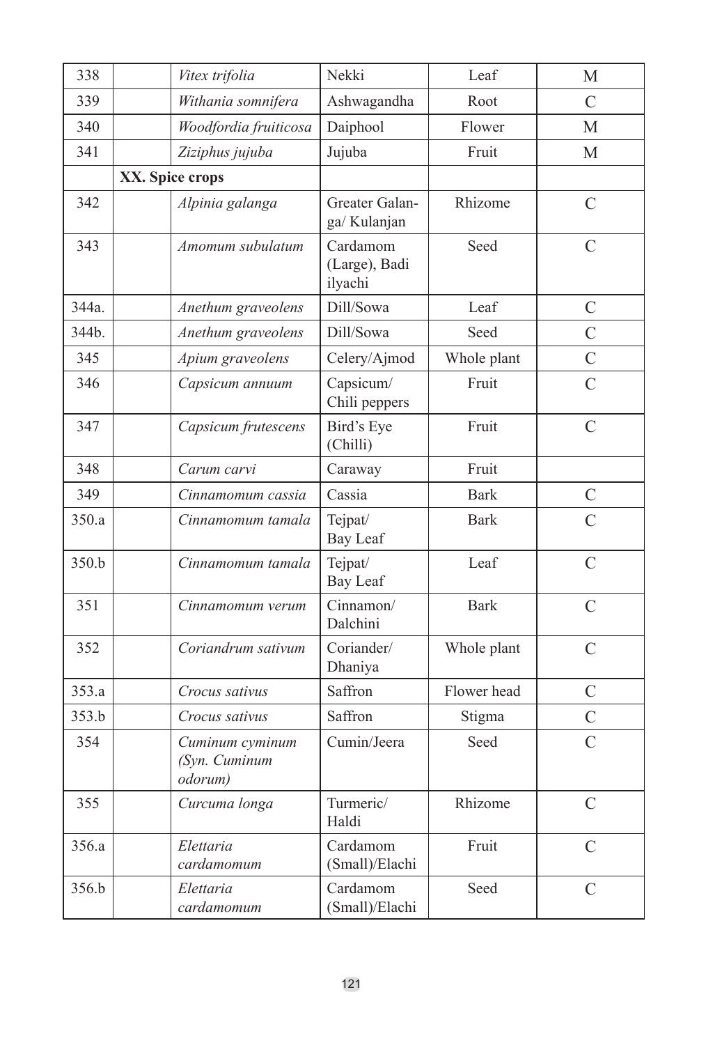| 338 | | *Vitex trifolia* | Nekki | Leaf | M |
|---|---|---|---|---|---|
| 339 | | *Withania somnifera* | Ashwagandha | Root | C |
| 340 | | *Woodfordia fruiticosa* | Daiphool | Flower | M |
| 341 | | *Ziziphus jujuba* | Jujuba | Fruit | M |
| | **XX. Spice crops** | | | | |
| 342 | | *Alpinia galanga* | Greater Galanga/ Kulanjan | Rhizome | C |
| 343 | | *Amomum subulatum* | Cardamom (Large), Badi ilyachi | Seed | C |
| 344a. | | *Anethum graveolens* | Dill/Sowa | Leaf | C |
| 344b. | | *Anethum graveolens* | Dill/Sowa | Seed | C |
| 345 | | *Apium graveolens* | Celery/Ajmod | Whole plant | C |
| 346 | | *Capsicum annuum* | Capsicum/ Chili peppers | Fruit | C |
| 347 | | *Capsicum frutescens* | Bird's Eye (Chilli) | Fruit | C |
| 348 | | *Carum carvi* | Caraway | Fruit | |
| 349 | | *Cinnamomum cassia* | Cassia | Bark | C |
| 350.a | | *Cinnamomum tamala* | Tejpat/ Bay Leaf | Bark | C |
| 350.b | | *Cinnamomum tamala* | Tejpat/ Bay Leaf | Leaf | C |
| 351 | | *Cinnamomum verum* | Cinnamon/ Dalchini | Bark | C |
| 352 | | *Coriandrum sativum* | Coriander/ Dhaniya | Whole plant | C |
| 353.a | | *Crocus sativus* | Saffron | Flower head | C |
| 353.b | | *Crocus sativus* | Saffron | Stigma | C |
| 354 | | *Cuminum cyminum (Syn. Cuminum odorum)* | Cumin/Jeera | Seed | C |
| 355 | | *Curcuma longa* | Turmeric/ Haldi | Rhizome | C |
| 356.a | | *Elettaria cardamomum* | Cardamom (Small)/Elachi | Fruit | C |
| 356.b | | *Elettaria cardamomum* | Cardamom (Small)/Elachi | Seed | C |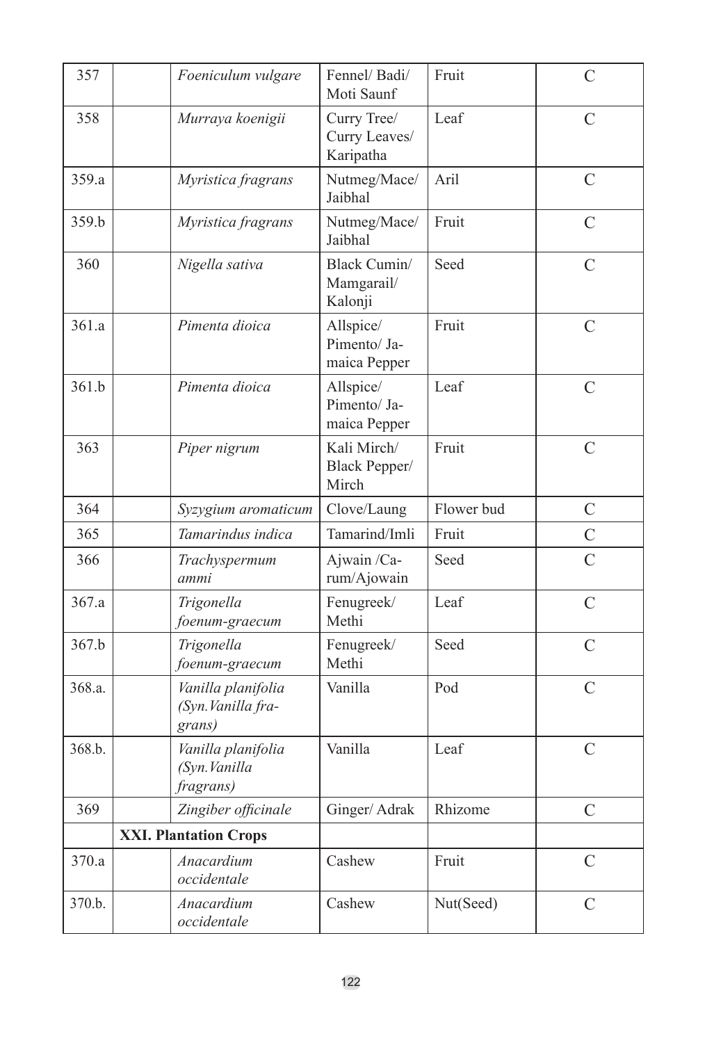| 357 | | *Foeniculum vulgare* | Fennel/ Badi/ Moti Saunf | Fruit | C |
|---|---|---|---|---|---|
| 358 | | *Murraya koenigii* | Curry Tree/ Curry Leaves/ Karipatha | Leaf | C |
| 359.a | | *Myristica fragrans* | Nutmeg/Mace/ Jaibhal | Aril | C |
| 359.b | | *Myristica fragrans* | Nutmeg/Mace/ Jaibhal | Fruit | C |
| 360 | | *Nigella sativa* | Black Cumin/ Mamgarail/ Kalonji | Seed | C |
| 361.a | | *Pimenta dioica* | Allspice/ Pimento/ Jamaica Pepper | Fruit | C |
| 361.b | | *Pimenta dioica* | Allspice/ Pimento/ Jamaica Pepper | Leaf | C |
| 363 | | *Piper nigrum* | Kali Mirch/ Black Pepper/ Mirch | Fruit | C |
| 364 | | *Syzygium aromaticum* | Clove/Laung | Flower bud | C |
| 365 | | *Tamarindus indica* | Tamarind/Imli | Fruit | C |
| 366 | | *Trachyspermum ammi* | Ajwain /Carum/Ajowain | Seed | C |
| 367.a | | *Trigonella foenum-graecum* | Fenugreek/ Methi | Leaf | C |
| 367.b | | *Trigonella foenum-graecum* | Fenugreek/ Methi | Seed | C |
| 368.a. | | *Vanilla planifolia (Syn.Vanilla fragrans)* | Vanilla | Pod | C |
| 368.b. | | *Vanilla planifolia (Syn.Vanilla fragrans)* | Vanilla | Leaf | C |
| 369 | | *Zingiber officinale* | Ginger/ Adrak | Rhizome | C |
| | **XXI. Plantation Crops** | | | | |
| 370.a | | *Anacardium occidentale* | Cashew | Fruit | C |
| 370.b. | | *Anacardium occidentale* | Cashew | Nut(Seed) | C |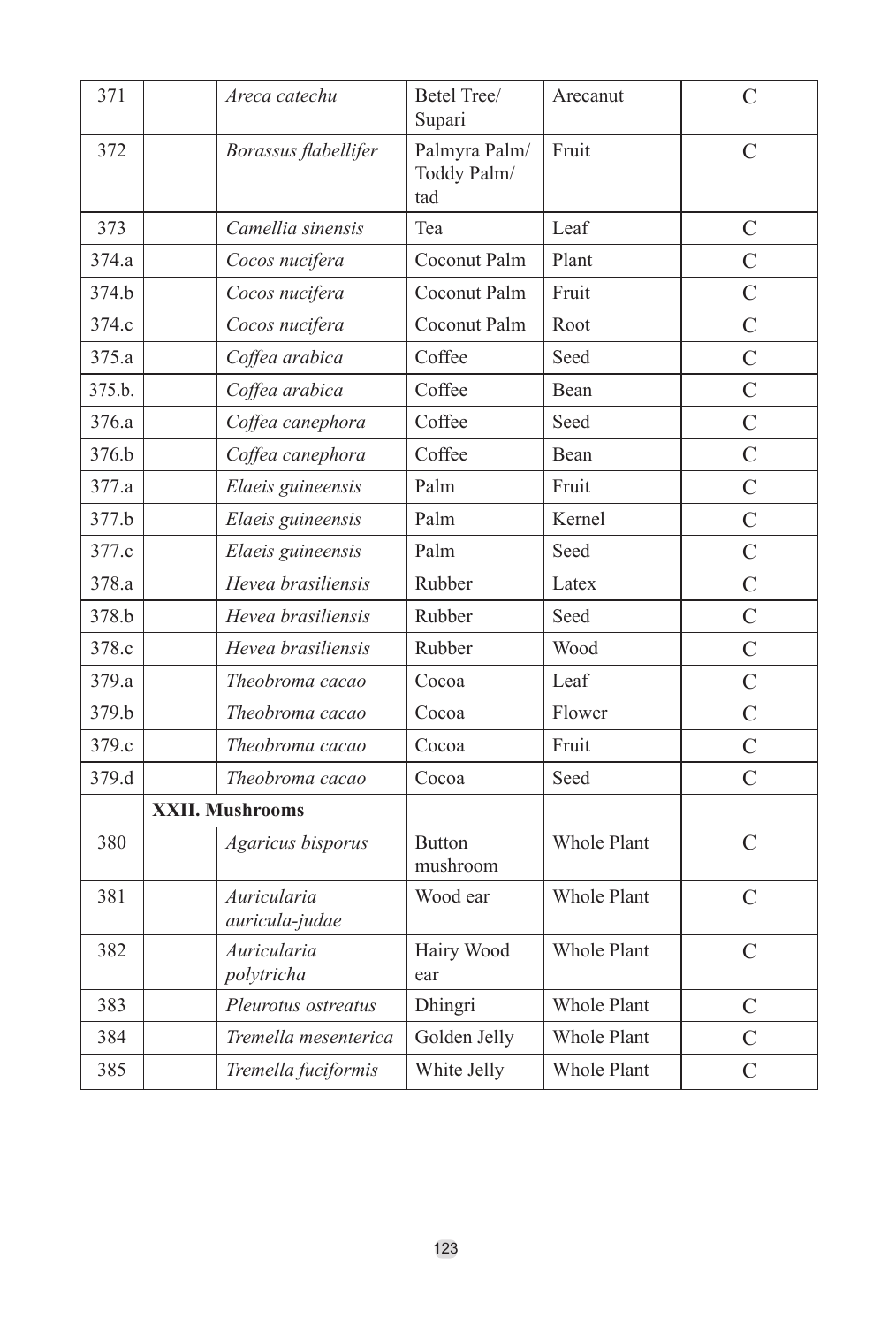| | | | | | |
|---|---|---|---|---|---|
| 371 | | *Areca catechu* | Betel Tree/ Supari | Arecanut | C |
| 372 | | *Borassus flabellifer* | Palmyra Palm/ Toddy Palm/ tad | Fruit | C |
| 373 | | *Camellia sinensis* | Tea | Leaf | C |
| 374.a | | *Cocos nucifera* | Coconut Palm | Plant | C |
| 374.b | | *Cocos nucifera* | Coconut Palm | Fruit | C |
| 374.c | | *Cocos nucifera* | Coconut Palm | Root | C |
| 375.a | | *Coffea arabica* | Coffee | Seed | C |
| 375.b. | | *Coffea arabica* | Coffee | Bean | C |
| 376.a | | *Coffea canephora* | Coffee | Seed | C |
| 376.b | | *Coffea canephora* | Coffee | Bean | C |
| 377.a | | *Elaeis guineensis* | Palm | Fruit | C |
| 377.b | | *Elaeis guineensis* | Palm | Kernel | C |
| 377.c | | *Elaeis guineensis* | Palm | Seed | C |
| 378.a | | *Hevea brasiliensis* | Rubber | Latex | C |
| 378.b | | *Hevea brasiliensis* | Rubber | Seed | C |
| 378.c | | *Hevea brasiliensis* | Rubber | Wood | C |
| 379.a | | *Theobroma cacao* | Cocoa | Leaf | C |
| 379.b | | *Theobroma cacao* | Cocoa | Flower | C |
| 379.c | | *Theobroma cacao* | Cocoa | Fruit | C |
| 379.d | | *Theobroma cacao* | Cocoa | Seed | C |
| | **XXII. Mushrooms** | | | | |
| 380 | | *Agaricus bisporus* | Button mushroom | Whole Plant | C |
| 381 | | *Auricularia auricula-judae* | Wood ear | Whole Plant | C |
| 382 | | *Auricularia polytricha* | Hairy Wood ear | Whole Plant | C |
| 383 | | *Pleurotus ostreatus* | Dhingri | Whole Plant | C |
| 384 | | *Tremella mesenterica* | Golden Jelly | Whole Plant | C |
| 385 | | *Tremella fuciformis* | White Jelly | Whole Plant | C |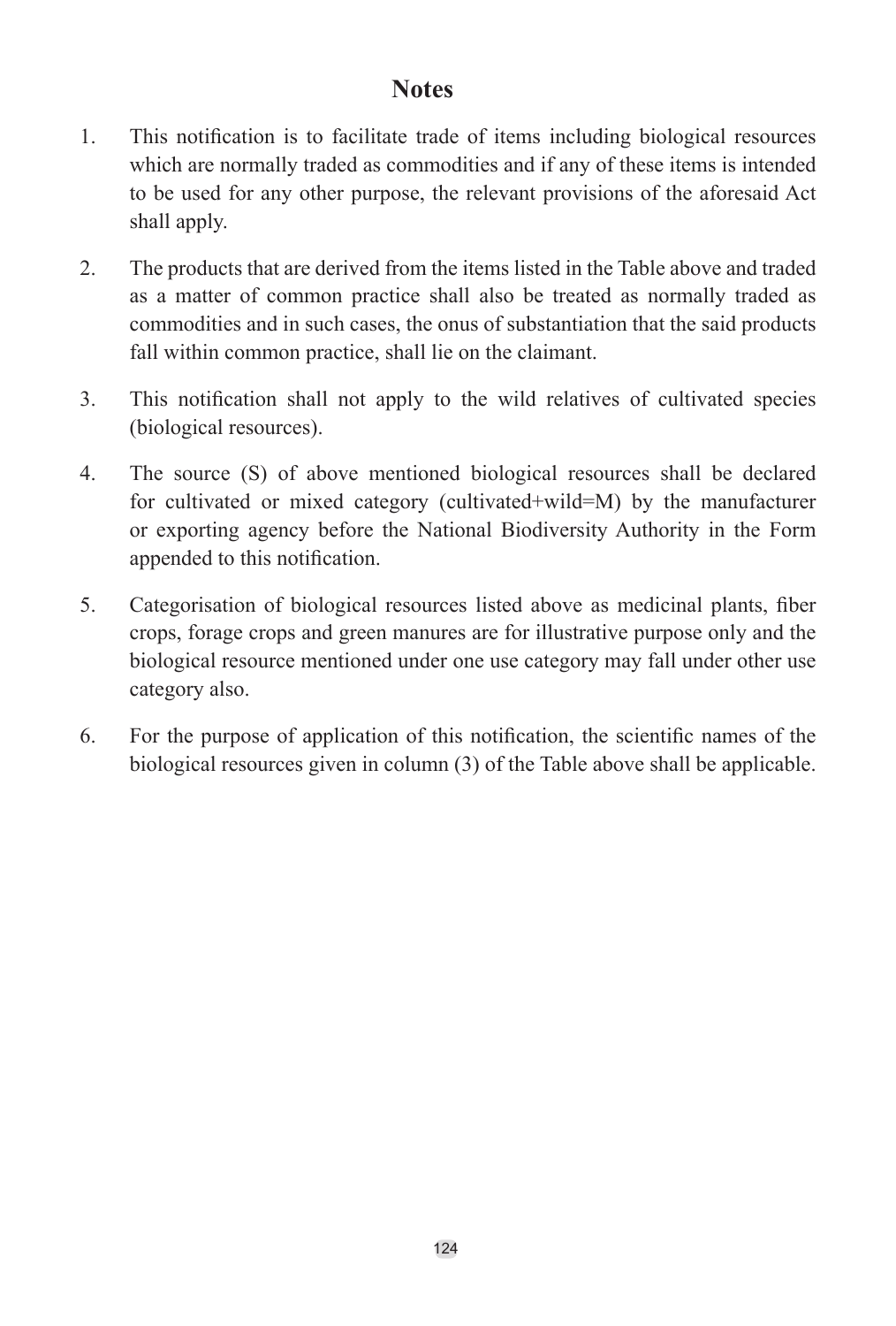# Notes

1. This notification is to facilitate trade of items including biological resources which are normally traded as commodities and if any of these items is intended to be used for any other purpose, the relevant provisions of the aforesaid Act shall apply.

2. The products that are derived from the items listed in the Table above and traded as a matter of common practice shall also be treated as normally traded as commodities and in such cases, the onus of substantiation that the said products fall within common practice, shall lie on the claimant.

3. This notification shall not apply to the wild relatives of cultivated species (biological resources).

4. The source (S) of above mentioned biological resources shall be declared for cultivated or mixed category (cultivated+wild=M) by the manufacturer or exporting agency before the National Biodiversity Authority in the Form appended to this notification.

5. Categorisation of biological resources listed above as medicinal plants, fiber crops, forage crops and green manures are for illustrative purpose only and the biological resource mentioned under one use category may fall under other use category also.

6. For the purpose of application of this notification, the scientific names of the biological resources given in column (3) of the Table above shall be applicable.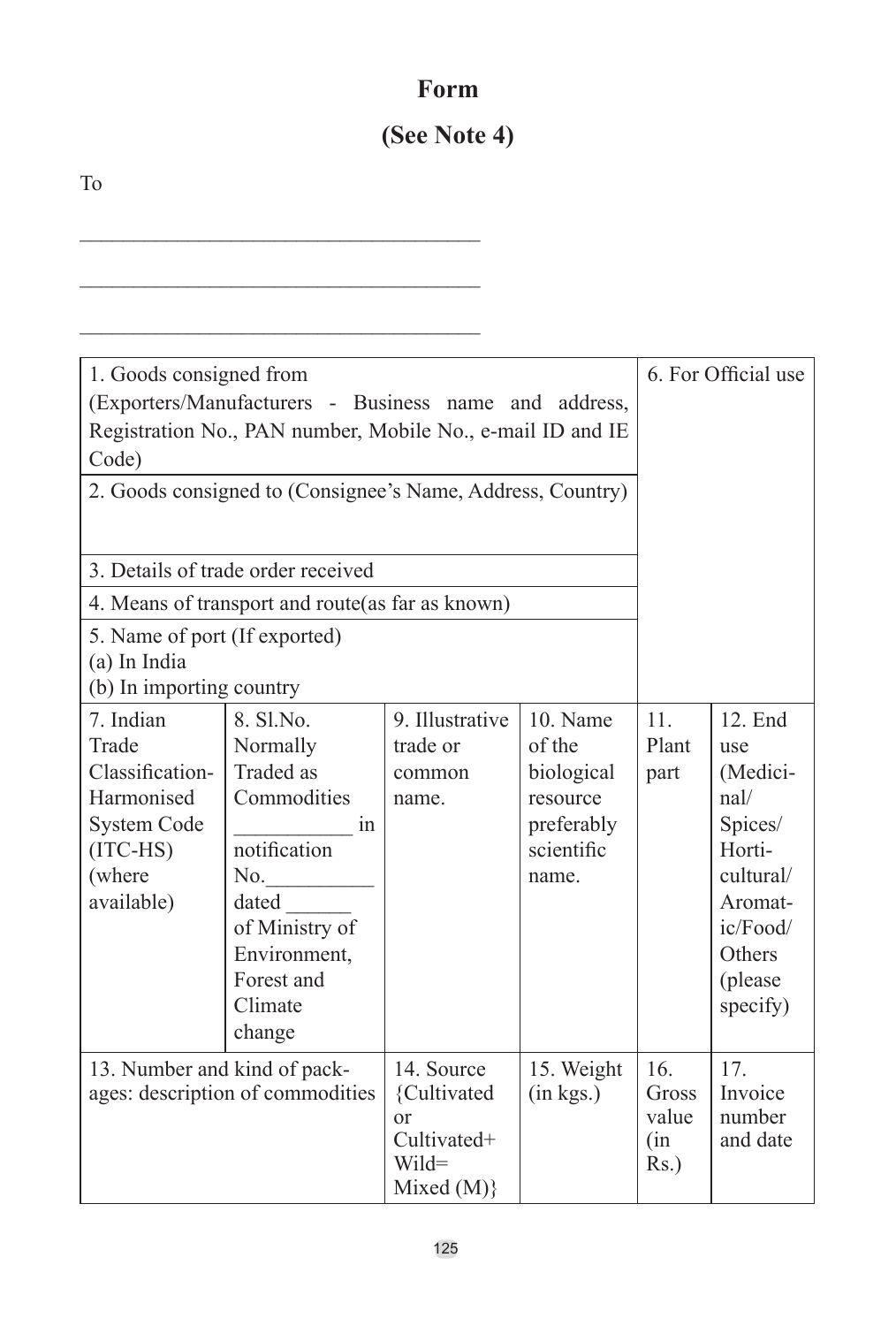# Form

## (See Note 4)

To

_____________________________________

_____________________________________

_____________________________________

| 1. Goods consigned from (Exporters/Manufacturers - Business name and address, Registration No., PAN number, Mobile No., e-mail ID and IE Code) | | | | 6. For Official use | |
|---|---|---|---|---|---|
| 2. Goods consigned to (Consignee's Name, Address, Country) | | | | | |
| 3. Details of trade order received | | | | | |
| 4. Means of transport and route(as far as known) | | | | | |
| 5. Name of port (If exported)<br>(a) In India<br>(b) In importing country | | | | | |
| 7. Indian Trade Classification-Harmonised System Code (ITC-HS) (where available) | 8. Sl.No. Normally Traded as Commodities ___________ in notification No.__________ dated ______ of Ministry of Environment, Forest and Climate change | 9. Illustrative trade or common name. | 10. Name of the biological resource preferably scientific name. | 11. Plant part | 12. End use (Medicinal/ Spices/ Horticultural/ Aromatic/Food/ Others (please specify) |
| 13. Number and kind of packages: description of commodities | | 14. Source {Cultivated or Cultivated+ Wild= Mixed (M)} | 15. Weight (in kgs.) | 16. Gross value (in Rs.) | 17. Invoice number and date |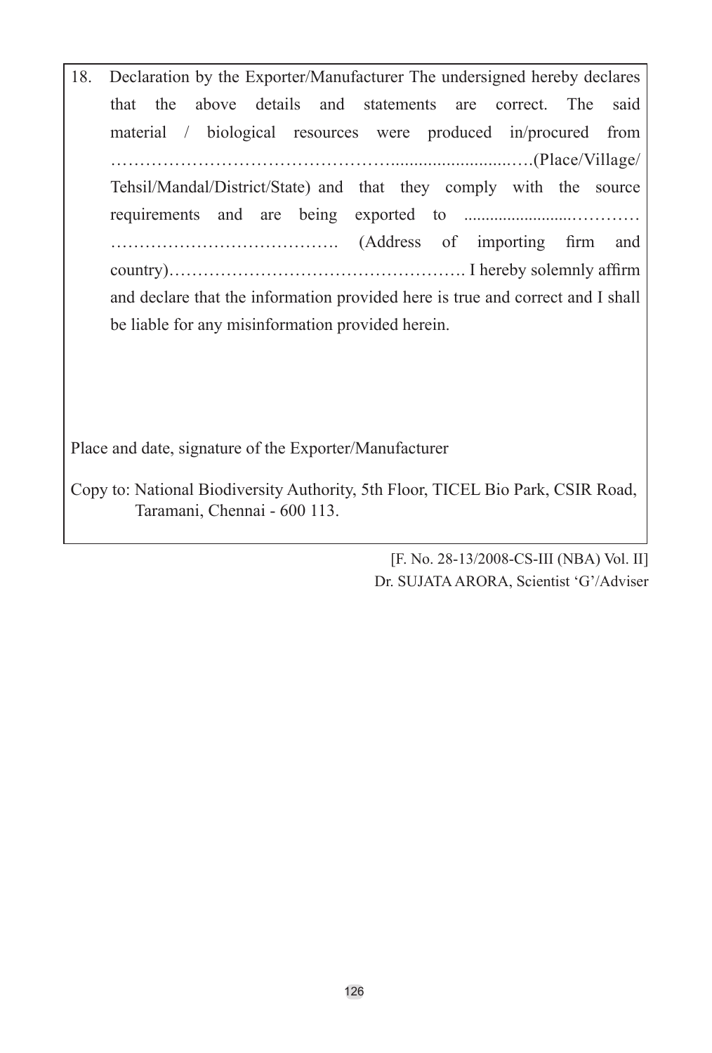18. Declaration by the Exporter/Manufacturer The undersigned hereby declares that the above details and statements are correct. The said material / biological resources were produced in/procured from ………………………………………...........................….(Place/Village/ Tehsil/Mandal/District/State) and that they comply with the source requirements and are being exported to .........................………… …………………………………. (Address of importing firm and country)……………………………………………. I hereby solemnly affirm and declare that the information provided here is true and correct and I shall be liable for any misinformation provided herein.

Place and date, signature of the Exporter/Manufacturer

Copy to: National Biodiversity Authority, 5th Floor, TICEL Bio Park, CSIR Road, Taramani, Chennai - 600 113.

[F. No. 28-13/2008-CS-III (NBA) Vol. II]

Dr. SUJATA ARORA, Scientist 'G'/Adviser